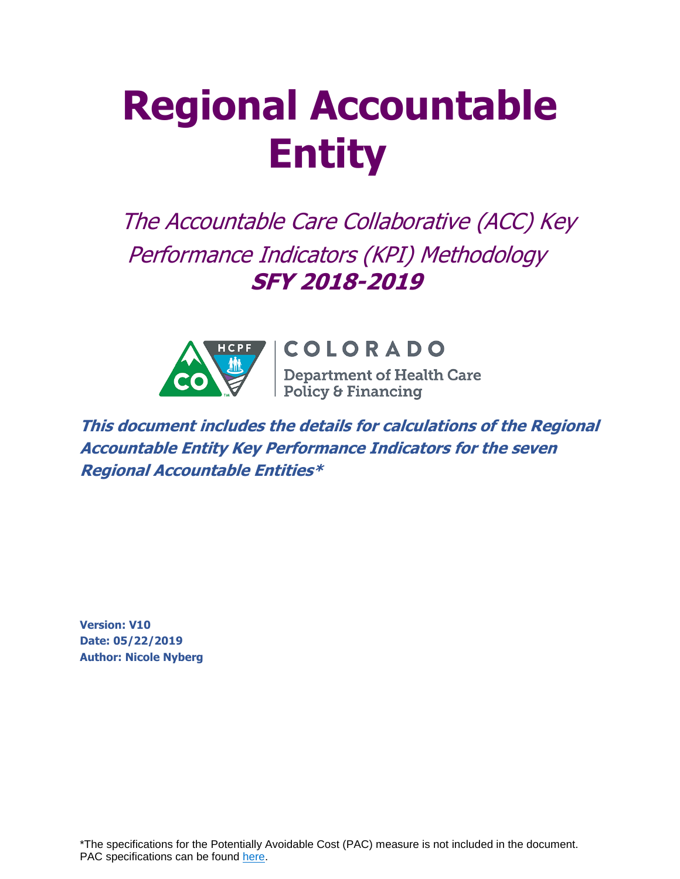# Regional Accountable Entity

*The Accountable Care Collaborative (ACC) Key Performance Indicators (KPI) Methodology*

***SFY 2018-2019***

COLORADO

Department of Health Care Policy & Financing

***This document includes the details for calculations of the Regional Accountable Entity Key Performance Indicators for the seven Regional Accountable Entities****

**Version: V10**
**Date: 05/22/2019**
**Author: Nicole Nyberg**

*The specifications for the Potentially Avoidable Cost (PAC) measure is not included in the document. PAC specifications can be found here.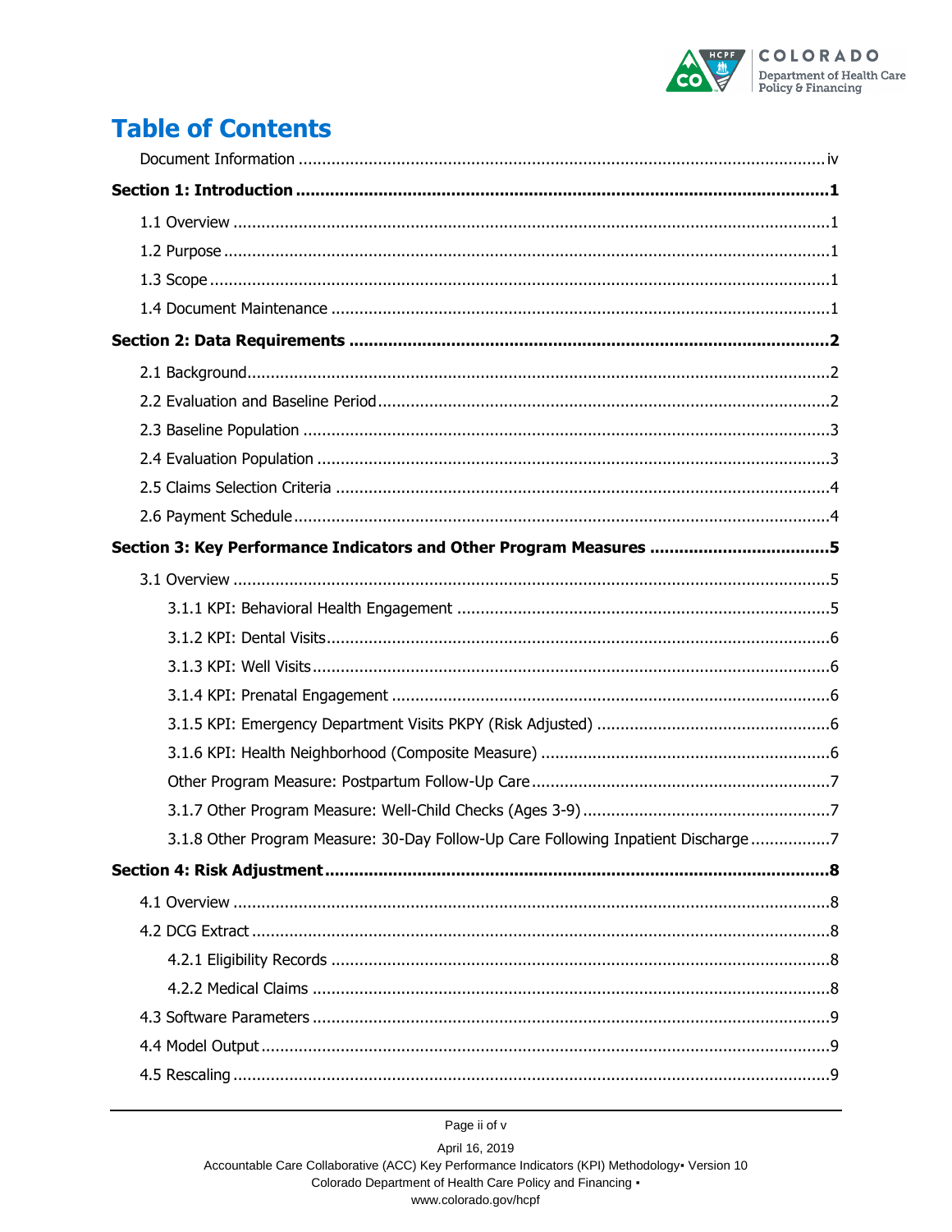# Table of Contents

Document Information ....................................................................................................... iv

**Section 1: Introduction ......................................................................................................... 1**

1.1 Overview ........................................................................................................................ 1

1.2 Purpose .......................................................................................................................... 1

1.3 Scope ............................................................................................................................. 1

1.4 Document Maintenance ................................................................................................... 1

**Section 2: Data Requirements ............................................................................................. 2**

2.1 Background ..................................................................................................................... 2

2.2 Evaluation and Baseline Period ........................................................................................ 2

2.3 Baseline Population ......................................................................................................... 3

2.4 Evaluation Population ...................................................................................................... 3

2.5 Claims Selection Criteria .................................................................................................. 4

2.6 Payment Schedule ........................................................................................................... 4

**Section 3: Key Performance Indicators and Other Program Measures .................................... 5**

3.1 Overview ........................................................................................................................ 5

3.1.1 KPI: Behavioral Health Engagement ............................................................................. 5

3.1.2 KPI: Dental Visits ........................................................................................................ 6

3.1.3 KPI: Well Visits ........................................................................................................... 6

3.1.4 KPI: Prenatal Engagement ........................................................................................... 6

3.1.5 KPI: Emergency Department Visits PKPY (Risk Adjusted) ............................................... 6

3.1.6 KPI: Health Neighborhood (Composite Measure) ........................................................... 6

Other Program Measure: Postpartum Follow-Up Care ......................................................... 7

3.1.7 Other Program Measure: Well-Child Checks (Ages 3-9) .................................................. 7

3.1.8 Other Program Measure: 30-Day Follow-Up Care Following Inpatient Discharge ................ 7

**Section 4: Risk Adjustment .................................................................................................. 8**

4.1 Overview ........................................................................................................................ 8

4.2 DCG Extract .................................................................................................................... 8

4.2.1 Eligibility Records ........................................................................................................ 8

4.2.2 Medical Claims ............................................................................................................ 8

4.3 Software Parameters ........................................................................................................ 9

4.4 Model Output .................................................................................................................. 9

4.5 Rescaling ........................................................................................................................ 9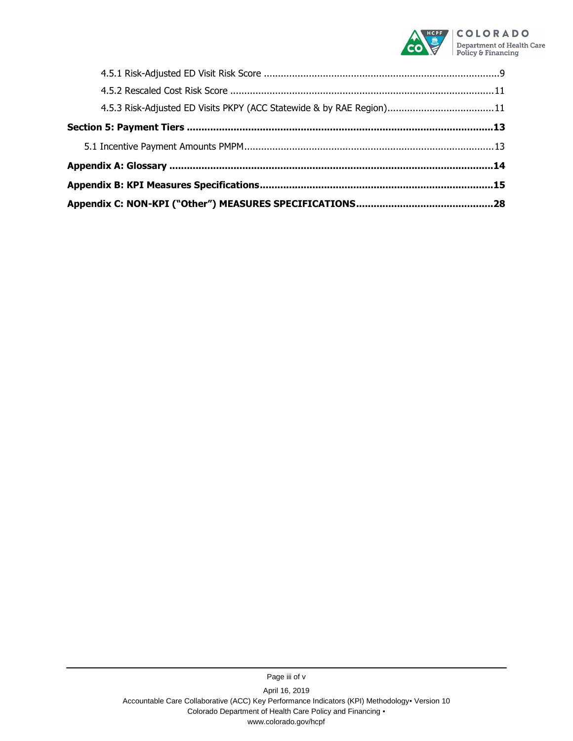4.5.1 Risk-Adjusted ED Visit Risk Score ....................................................................................9

4.5.2 Rescaled Cost Risk Score ............................................................................................11

4.5.3 Risk-Adjusted ED Visits PKPY (ACC Statewide & by RAE Region).....................................11

**Section 5: Payment Tiers .......................................................................................................13**

5.1 Incentive Payment Amounts PMPM.......................................................................................13

**Appendix A: Glossary ............................................................................................................14**

**Appendix B: KPI Measures Specifications..............................................................................15**

**Appendix C: NON-KPI ("Other") MEASURES SPECIFICATIONS..............................................28**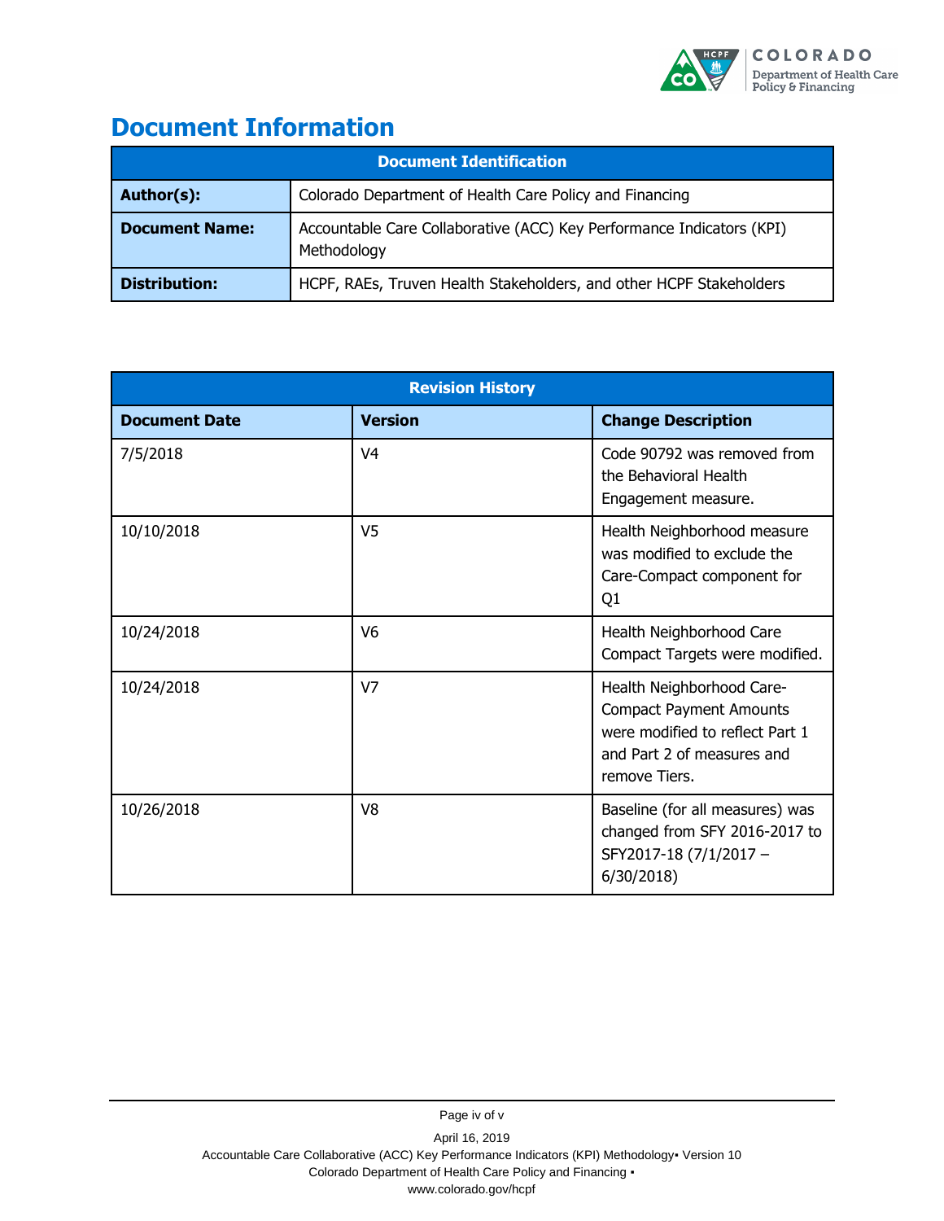# Document Information

| Document Identification | |
|---|---|
| **Author(s):** | Colorado Department of Health Care Policy and Financing |
| **Document Name:** | Accountable Care Collaborative (ACC) Key Performance Indicators (KPI) Methodology |
| **Distribution:** | HCPF, RAEs, Truven Health Stakeholders, and other HCPF Stakeholders |

| Revision History | | |
|---|---|---|
| **Document Date** | **Version** | **Change Description** |
| 7/5/2018 | V4 | Code 90792 was removed from the Behavioral Health Engagement measure. |
| 10/10/2018 | V5 | Health Neighborhood measure was modified to exclude the Care-Compact component for Q1 |
| 10/24/2018 | V6 | Health Neighborhood Care Compact Targets were modified. |
| 10/24/2018 | V7 | Health Neighborhood Care-Compact Payment Amounts were modified to reflect Part 1 and Part 2 of measures and remove Tiers. |
| 10/26/2018 | V8 | Baseline (for all measures) was changed from SFY 2016-2017 to SFY2017-18 (7/1/2017 – 6/30/2018) |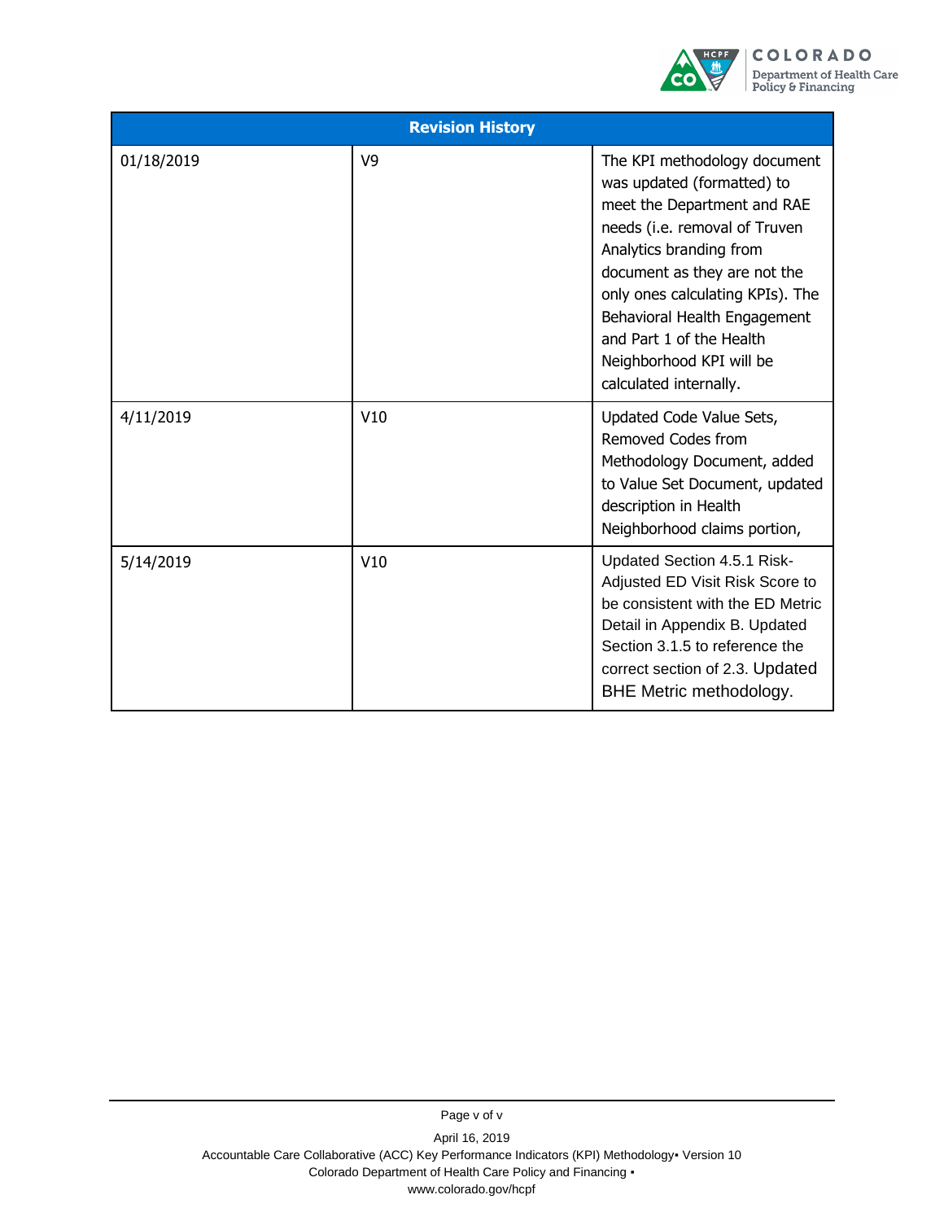| Revision History | | |
|---|---|---|
| 01/18/2019 | V9 | The KPI methodology document was updated (formatted) to meet the Department and RAE needs (i.e. removal of Truven Analytics branding from document as they are not the only ones calculating KPIs). The Behavioral Health Engagement and Part 1 of the Health Neighborhood KPI will be calculated internally. |
| 4/11/2019 | V10 | Updated Code Value Sets, Removed Codes from Methodology Document, added to Value Set Document, updated description in Health Neighborhood claims portion, |
| 5/14/2019 | V10 | Updated Section 4.5.1 Risk-Adjusted ED Visit Risk Score to be consistent with the ED Metric Detail in Appendix B. Updated Section 3.1.5 to reference the correct section of 2.3. Updated BHE Metric methodology. |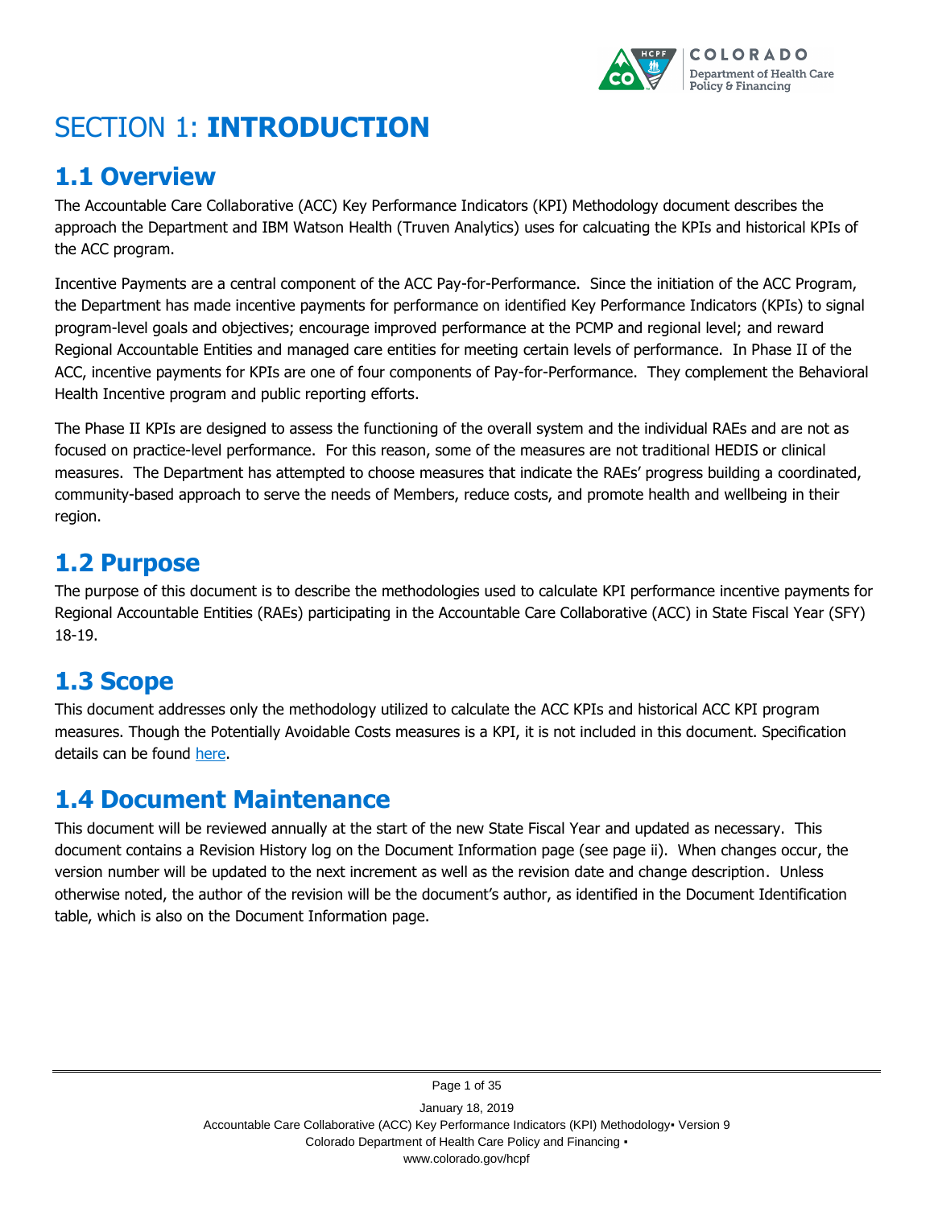# SECTION 1: **INTRODUCTION**

## 1.1 Overview

The Accountable Care Collaborative (ACC) Key Performance Indicators (KPI) Methodology document describes the approach the Department and IBM Watson Health (Truven Analytics) uses for calcuating the KPIs and historical KPIs of the ACC program.

Incentive Payments are a central component of the ACC Pay-for-Performance. Since the initiation of the ACC Program, the Department has made incentive payments for performance on identified Key Performance Indicators (KPIs) to signal program-level goals and objectives; encourage improved performance at the PCMP and regional level; and reward Regional Accountable Entities and managed care entities for meeting certain levels of performance. In Phase II of the ACC, incentive payments for KPIs are one of four components of Pay-for-Performance. They complement the Behavioral Health Incentive program and public reporting efforts.

The Phase II KPIs are designed to assess the functioning of the overall system and the individual RAEs and are not as focused on practice-level performance. For this reason, some of the measures are not traditional HEDIS or clinical measures. The Department has attempted to choose measures that indicate the RAEs' progress building a coordinated, community-based approach to serve the needs of Members, reduce costs, and promote health and wellbeing in their region.

## 1.2 Purpose

The purpose of this document is to describe the methodologies used to calculate KPI performance incentive payments for Regional Accountable Entities (RAEs) participating in the Accountable Care Collaborative (ACC) in State Fiscal Year (SFY) 18-19.

## 1.3 Scope

This document addresses only the methodology utilized to calculate the ACC KPIs and historical ACC KPI program measures. Though the Potentially Avoidable Costs measures is a KPI, it is not included in this document. Specification details can be found here.

## 1.4 Document Maintenance

This document will be reviewed annually at the start of the new State Fiscal Year and updated as necessary. This document contains a Revision History log on the Document Information page (see page ii). When changes occur, the version number will be updated to the next increment as well as the revision date and change description. Unless otherwise noted, the author of the revision will be the document's author, as identified in the Document Identification table, which is also on the Document Information page.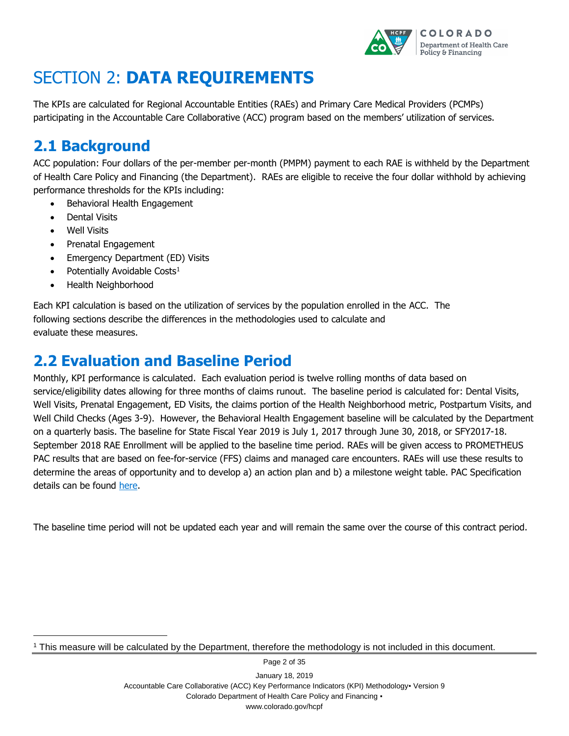# SECTION 2: **DATA REQUIREMENTS**

The KPIs are calculated for Regional Accountable Entities (RAEs) and Primary Care Medical Providers (PCMPs) participating in the Accountable Care Collaborative (ACC) program based on the members' utilization of services.

## 2.1 Background

ACC population: Four dollars of the per-member per-month (PMPM) payment to each RAE is withheld by the Department of Health Care Policy and Financing (the Department). RAEs are eligible to receive the four dollar withhold by achieving performance thresholds for the KPIs including:

- Behavioral Health Engagement
- Dental Visits
- Well Visits
- Prenatal Engagement
- Emergency Department (ED) Visits
- Potentially Avoidable Costs[1]
- Health Neighborhood

Each KPI calculation is based on the utilization of services by the population enrolled in the ACC. The following sections describe the differences in the methodologies used to calculate and evaluate these measures.

## 2.2 Evaluation and Baseline Period

Monthly, KPI performance is calculated. Each evaluation period is twelve rolling months of data based on service/eligibility dates allowing for three months of claims runout. The baseline period is calculated for: Dental Visits, Well Visits, Prenatal Engagement, ED Visits, the claims portion of the Health Neighborhood metric, Postpartum Visits, and Well Child Checks (Ages 3-9). However, the Behavioral Health Engagement baseline will be calculated by the Department on a quarterly basis. The baseline for State Fiscal Year 2019 is July 1, 2017 through June 30, 2018, or SFY2017-18. September 2018 RAE Enrollment will be applied to the baseline time period. RAEs will be given access to PROMETHEUS PAC results that are based on fee-for-service (FFS) claims and managed care encounters. RAEs will use these results to determine the areas of opportunity and to develop a) an action plan and b) a milestone weight table. PAC Specification details can be found here.

The baseline time period will not be updated each year and will remain the same over the course of this contract period.

[1] This measure will be calculated by the Department, therefore the methodology is not included in this document.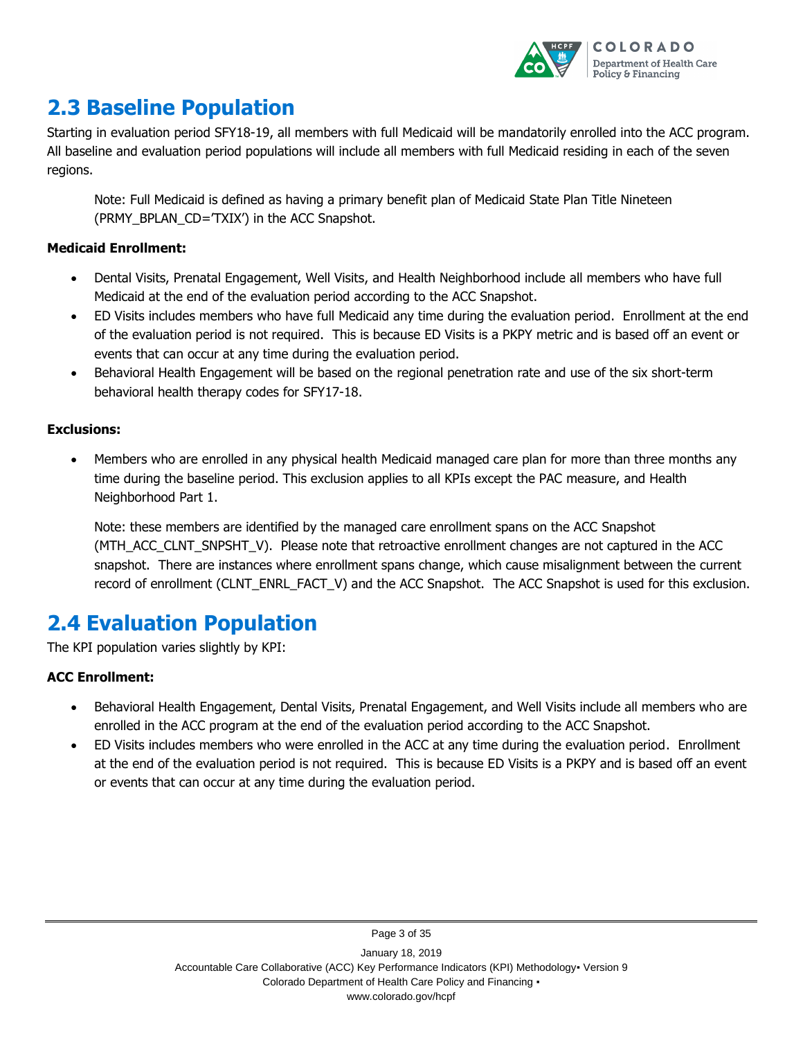## 2.3 Baseline Population

Starting in evaluation period SFY18-19, all members with full Medicaid will be mandatorily enrolled into the ACC program. All baseline and evaluation period populations will include all members with full Medicaid residing in each of the seven regions.

> Note: Full Medicaid is defined as having a primary benefit plan of Medicaid State Plan Title Nineteen (PRMY_BPLAN_CD='TXIX') in the ACC Snapshot.

**Medicaid Enrollment:**

- Dental Visits, Prenatal Engagement, Well Visits, and Health Neighborhood include all members who have full Medicaid at the end of the evaluation period according to the ACC Snapshot.
- ED Visits includes members who have full Medicaid any time during the evaluation period. Enrollment at the end of the evaluation period is not required. This is because ED Visits is a PKPY metric and is based off an event or events that can occur at any time during the evaluation period.
- Behavioral Health Engagement will be based on the regional penetration rate and use of the six short-term behavioral health therapy codes for SFY17-18.

**Exclusions:**

- Members who are enrolled in any physical health Medicaid managed care plan for more than three months any time during the baseline period. This exclusion applies to all KPIs except the PAC measure, and Health Neighborhood Part 1.

  Note: these members are identified by the managed care enrollment spans on the ACC Snapshot (MTH_ACC_CLNT_SNPSHT_V). Please note that retroactive enrollment changes are not captured in the ACC snapshot. There are instances where enrollment spans change, which cause misalignment between the current record of enrollment (CLNT_ENRL_FACT_V) and the ACC Snapshot. The ACC Snapshot is used for this exclusion.

## 2.4 Evaluation Population

The KPI population varies slightly by KPI:

**ACC Enrollment:**

- Behavioral Health Engagement, Dental Visits, Prenatal Engagement, and Well Visits include all members who are enrolled in the ACC program at the end of the evaluation period according to the ACC Snapshot.
- ED Visits includes members who were enrolled in the ACC at any time during the evaluation period. Enrollment at the end of the evaluation period is not required. This is because ED Visits is a PKPY and is based off an event or events that can occur at any time during the evaluation period.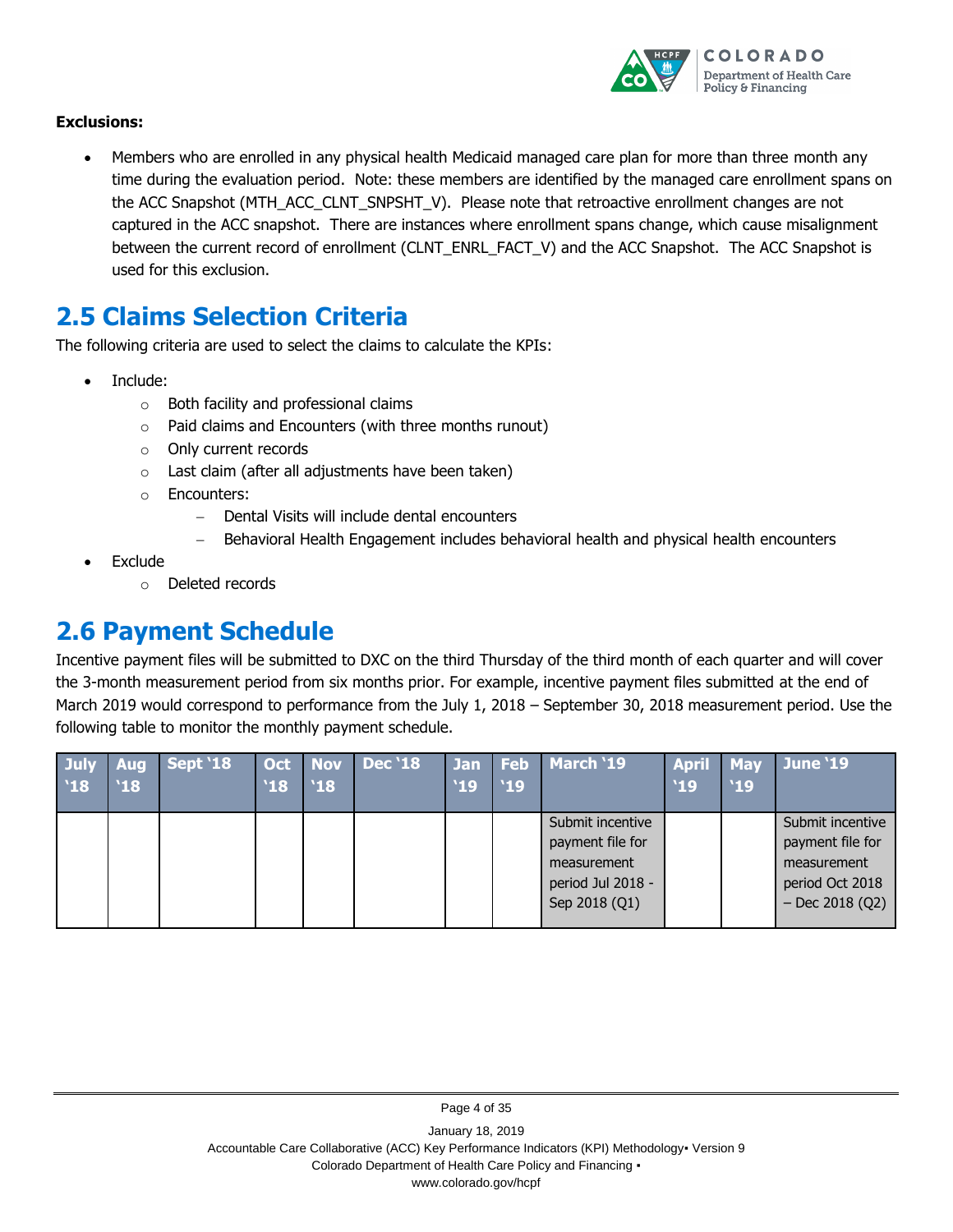**Exclusions:**

- Members who are enrolled in any physical health Medicaid managed care plan for more than three month any time during the evaluation period. Note: these members are identified by the managed care enrollment spans on the ACC Snapshot (MTH_ACC_CLNT_SNPSHT_V). Please note that retroactive enrollment changes are not captured in the ACC snapshot. There are instances where enrollment spans change, which cause misalignment between the current record of enrollment (CLNT_ENRL_FACT_V) and the ACC Snapshot. The ACC Snapshot is used for this exclusion.

## 2.5 Claims Selection Criteria

The following criteria are used to select the claims to calculate the KPIs:

- Include:
  - Both facility and professional claims
  - Paid claims and Encounters (with three months runout)
  - Only current records
  - Last claim (after all adjustments have been taken)
  - Encounters:
    - Dental Visits will include dental encounters
    - Behavioral Health Engagement includes behavioral health and physical health encounters
- Exclude
  - Deleted records

## 2.6 Payment Schedule

Incentive payment files will be submitted to DXC on the third Thursday of the third month of each quarter and will cover the 3-month measurement period from six months prior. For example, incentive payment files submitted at the end of March 2019 would correspond to performance from the July 1, 2018 – September 30, 2018 measurement period. Use the following table to monitor the monthly payment schedule.

| July '18 | Aug '18 | Sept '18 | Oct '18 | Nov '18 | Dec '18 | Jan '19 | Feb '19 | March '19 | April '19 | May '19 | June '19 |
|---|---|---|---|---|---|---|---|---|---|---|---|
| | | | | | | | | Submit incentive payment file for measurement period Jul 2018 - Sep 2018 (Q1) | | | Submit incentive payment file for measurement period Oct 2018 – Dec 2018 (Q2) |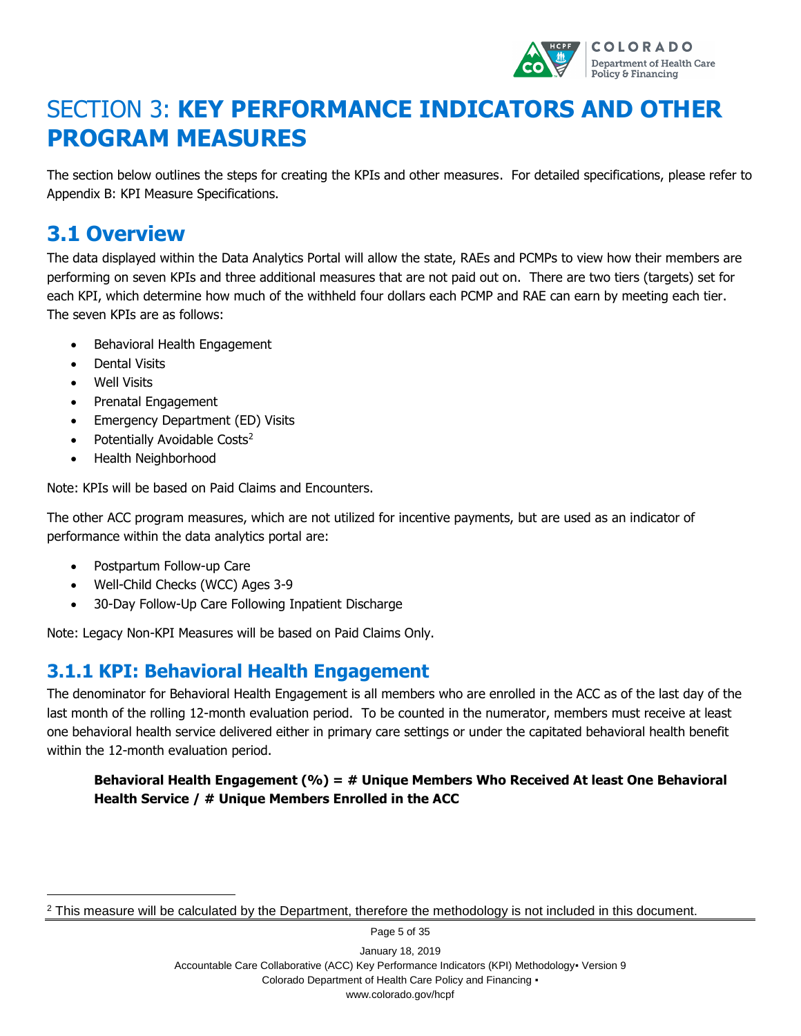# SECTION 3: **KEY PERFORMANCE INDICATORS AND OTHER PROGRAM MEASURES**

The section below outlines the steps for creating the KPIs and other measures. For detailed specifications, please refer to Appendix B: KPI Measure Specifications.

## 3.1 Overview

The data displayed within the Data Analytics Portal will allow the state, RAEs and PCMPs to view how their members are performing on seven KPIs and three additional measures that are not paid out on. There are two tiers (targets) set for each KPI, which determine how much of the withheld four dollars each PCMP and RAE can earn by meeting each tier. The seven KPIs are as follows:

- Behavioral Health Engagement
- Dental Visits
- Well Visits
- Prenatal Engagement
- Emergency Department (ED) Visits
- Potentially Avoidable Costs[2]
- Health Neighborhood

Note: KPIs will be based on Paid Claims and Encounters.

The other ACC program measures, which are not utilized for incentive payments, but are used as an indicator of performance within the data analytics portal are:

- Postpartum Follow-up Care
- Well-Child Checks (WCC) Ages 3-9
- 30-Day Follow-Up Care Following Inpatient Discharge

Note: Legacy Non-KPI Measures will be based on Paid Claims Only.

### 3.1.1 KPI: Behavioral Health Engagement

The denominator for Behavioral Health Engagement is all members who are enrolled in the ACC as of the last day of the last month of the rolling 12-month evaluation period. To be counted in the numerator, members must receive at least one behavioral health service delivered either in primary care settings or under the capitated behavioral health benefit within the 12-month evaluation period.

**Behavioral Health Engagement (%) = # Unique Members Who Received At least One Behavioral Health Service / # Unique Members Enrolled in the ACC**

---

[2] This measure will be calculated by the Department, therefore the methodology is not included in this document.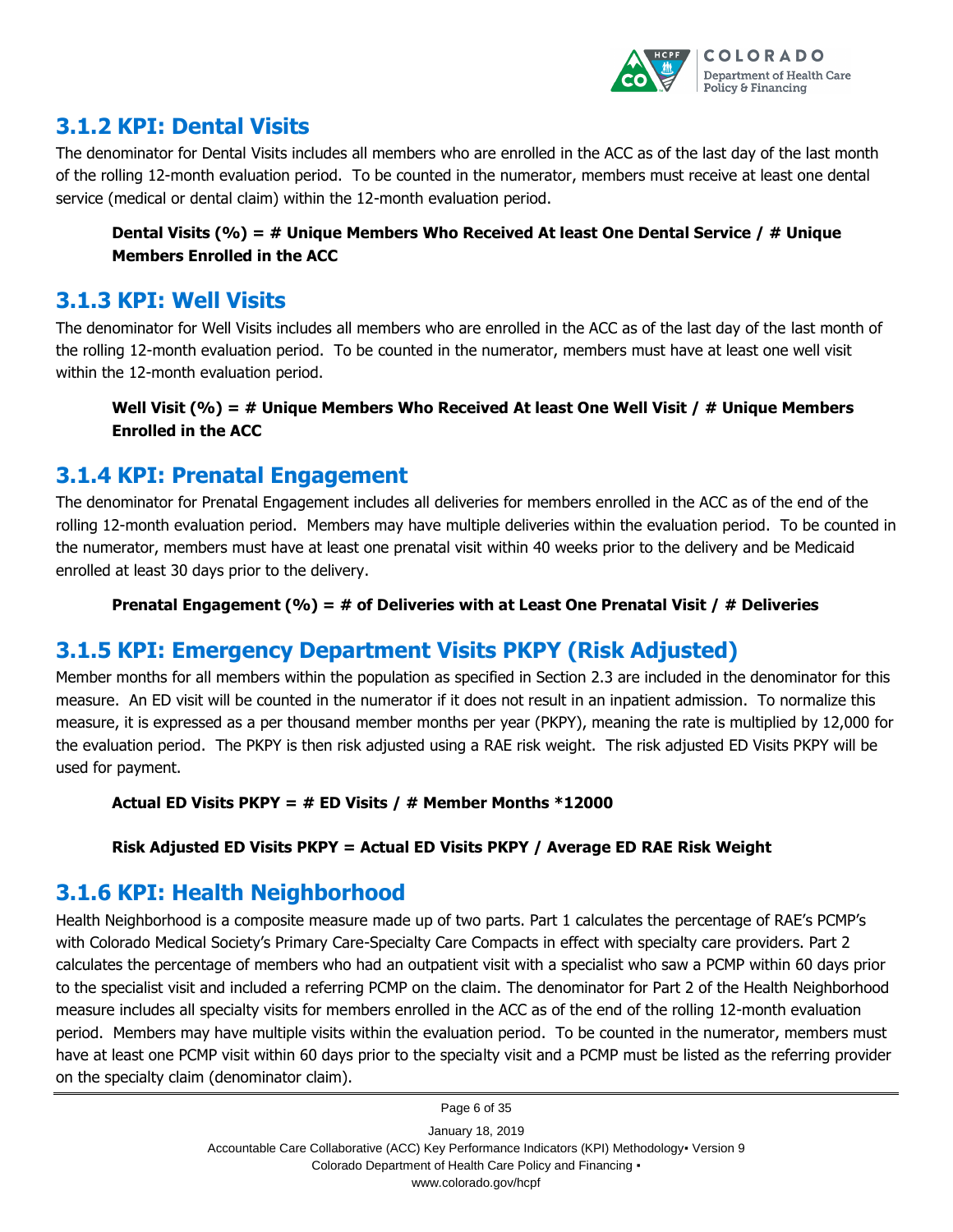### 3.1.2 KPI: Dental Visits

The denominator for Dental Visits includes all members who are enrolled in the ACC as of the last day of the last month of the rolling 12-month evaluation period. To be counted in the numerator, members must receive at least one dental service (medical or dental claim) within the 12-month evaluation period.

> **Dental Visits (%) = # Unique Members Who Received At least One Dental Service / # Unique Members Enrolled in the ACC**

### 3.1.3 KPI: Well Visits

The denominator for Well Visits includes all members who are enrolled in the ACC as of the last day of the last month of the rolling 12-month evaluation period. To be counted in the numerator, members must have at least one well visit within the 12-month evaluation period.

> **Well Visit (%) = # Unique Members Who Received At least One Well Visit / # Unique Members Enrolled in the ACC**

### 3.1.4 KPI: Prenatal Engagement

The denominator for Prenatal Engagement includes all deliveries for members enrolled in the ACC as of the end of the rolling 12-month evaluation period. Members may have multiple deliveries within the evaluation period. To be counted in the numerator, members must have at least one prenatal visit within 40 weeks prior to the delivery and be Medicaid enrolled at least 30 days prior to the delivery.

> **Prenatal Engagement (%) = # of Deliveries with at Least One Prenatal Visit / # Deliveries**

### 3.1.5 KPI: Emergency Department Visits PKPY (Risk Adjusted)

Member months for all members within the population as specified in Section 2.3 are included in the denominator for this measure. An ED visit will be counted in the numerator if it does not result in an inpatient admission. To normalize this measure, it is expressed as a per thousand member months per year (PKPY), meaning the rate is multiplied by 12,000 for the evaluation period. The PKPY is then risk adjusted using a RAE risk weight. The risk adjusted ED Visits PKPY will be used for payment.

> **Actual ED Visits PKPY = # ED Visits / # Member Months *12000**

> **Risk Adjusted ED Visits PKPY = Actual ED Visits PKPY / Average ED RAE Risk Weight**

### 3.1.6 KPI: Health Neighborhood

Health Neighborhood is a composite measure made up of two parts. Part 1 calculates the percentage of RAE's PCMP's with Colorado Medical Society's Primary Care-Specialty Care Compacts in effect with specialty care providers. Part 2 calculates the percentage of members who had an outpatient visit with a specialist who saw a PCMP within 60 days prior to the specialist visit and included a referring PCMP on the claim. The denominator for Part 2 of the Health Neighborhood measure includes all specialty visits for members enrolled in the ACC as of the end of the rolling 12-month evaluation period. Members may have multiple visits within the evaluation period. To be counted in the numerator, members must have at least one PCMP visit within 60 days prior to the specialty visit and a PCMP must be listed as the referring provider on the specialty claim (denominator claim).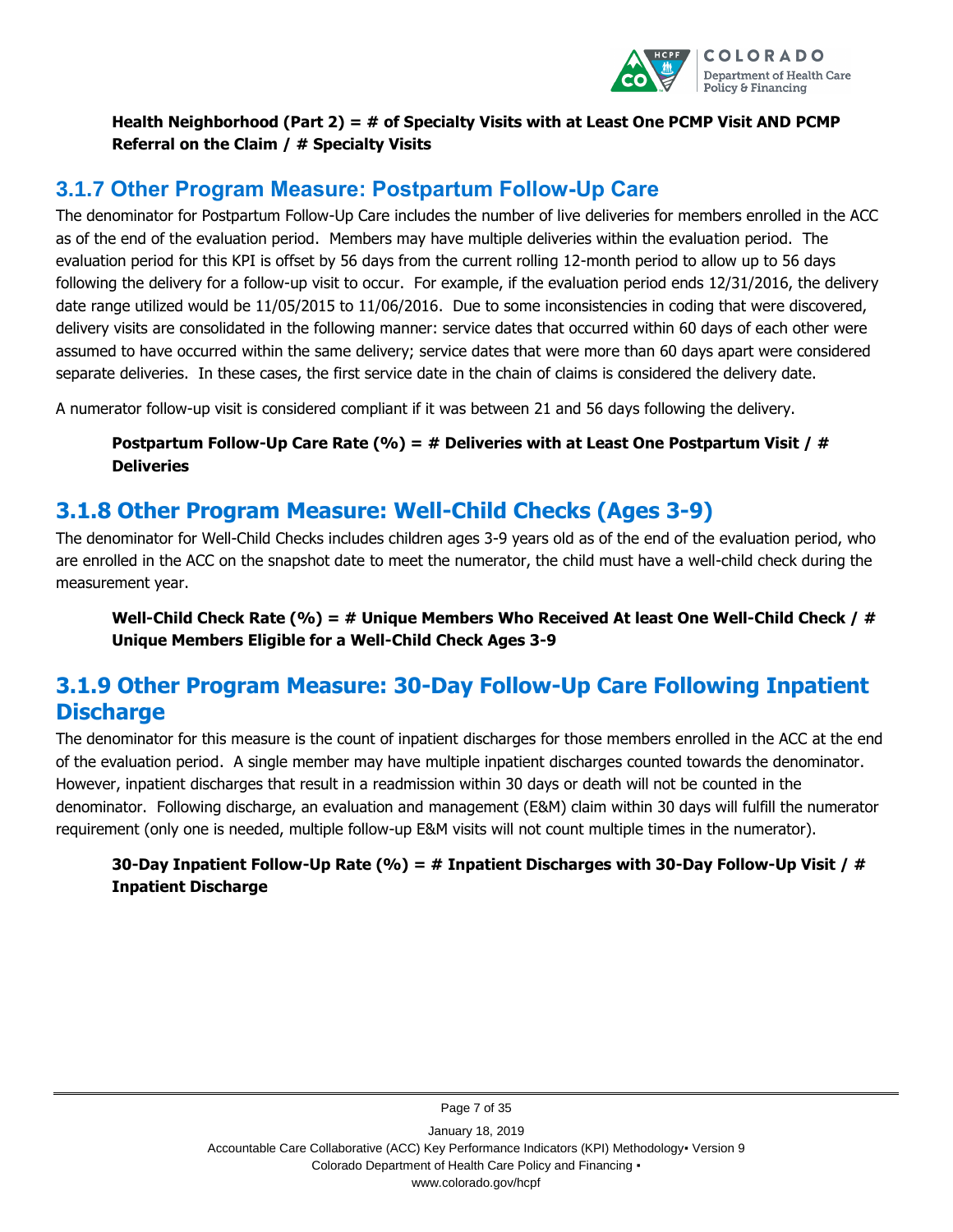**Health Neighborhood (Part 2) = # of Specialty Visits with at Least One PCMP Visit AND PCMP Referral on the Claim / # Specialty Visits**

## 3.1.7 Other Program Measure: Postpartum Follow-Up Care

The denominator for Postpartum Follow-Up Care includes the number of live deliveries for members enrolled in the ACC as of the end of the evaluation period. Members may have multiple deliveries within the evaluation period. The evaluation period for this KPI is offset by 56 days from the current rolling 12-month period to allow up to 56 days following the delivery for a follow-up visit to occur. For example, if the evaluation period ends 12/31/2016, the delivery date range utilized would be 11/05/2015 to 11/06/2016. Due to some inconsistencies in coding that were discovered, delivery visits are consolidated in the following manner: service dates that occurred within 60 days of each other were assumed to have occurred within the same delivery; service dates that were more than 60 days apart were considered separate deliveries. In these cases, the first service date in the chain of claims is considered the delivery date.

A numerator follow-up visit is considered compliant if it was between 21 and 56 days following the delivery.

**Postpartum Follow-Up Care Rate (%) = # Deliveries with at Least One Postpartum Visit / # Deliveries**

## 3.1.8 Other Program Measure: Well-Child Checks (Ages 3-9)

The denominator for Well-Child Checks includes children ages 3-9 years old as of the end of the evaluation period, who are enrolled in the ACC on the snapshot date to meet the numerator, the child must have a well-child check during the measurement year.

**Well-Child Check Rate (%) = # Unique Members Who Received At least One Well-Child Check / # Unique Members Eligible for a Well-Child Check Ages 3-9**

## 3.1.9 Other Program Measure: 30-Day Follow-Up Care Following Inpatient Discharge

The denominator for this measure is the count of inpatient discharges for those members enrolled in the ACC at the end of the evaluation period. A single member may have multiple inpatient discharges counted towards the denominator. However, inpatient discharges that result in a readmission within 30 days or death will not be counted in the denominator. Following discharge, an evaluation and management (E&M) claim within 30 days will fulfill the numerator requirement (only one is needed, multiple follow-up E&M visits will not count multiple times in the numerator).

**30-Day Inpatient Follow-Up Rate (%) = # Inpatient Discharges with 30-Day Follow-Up Visit / # Inpatient Discharge**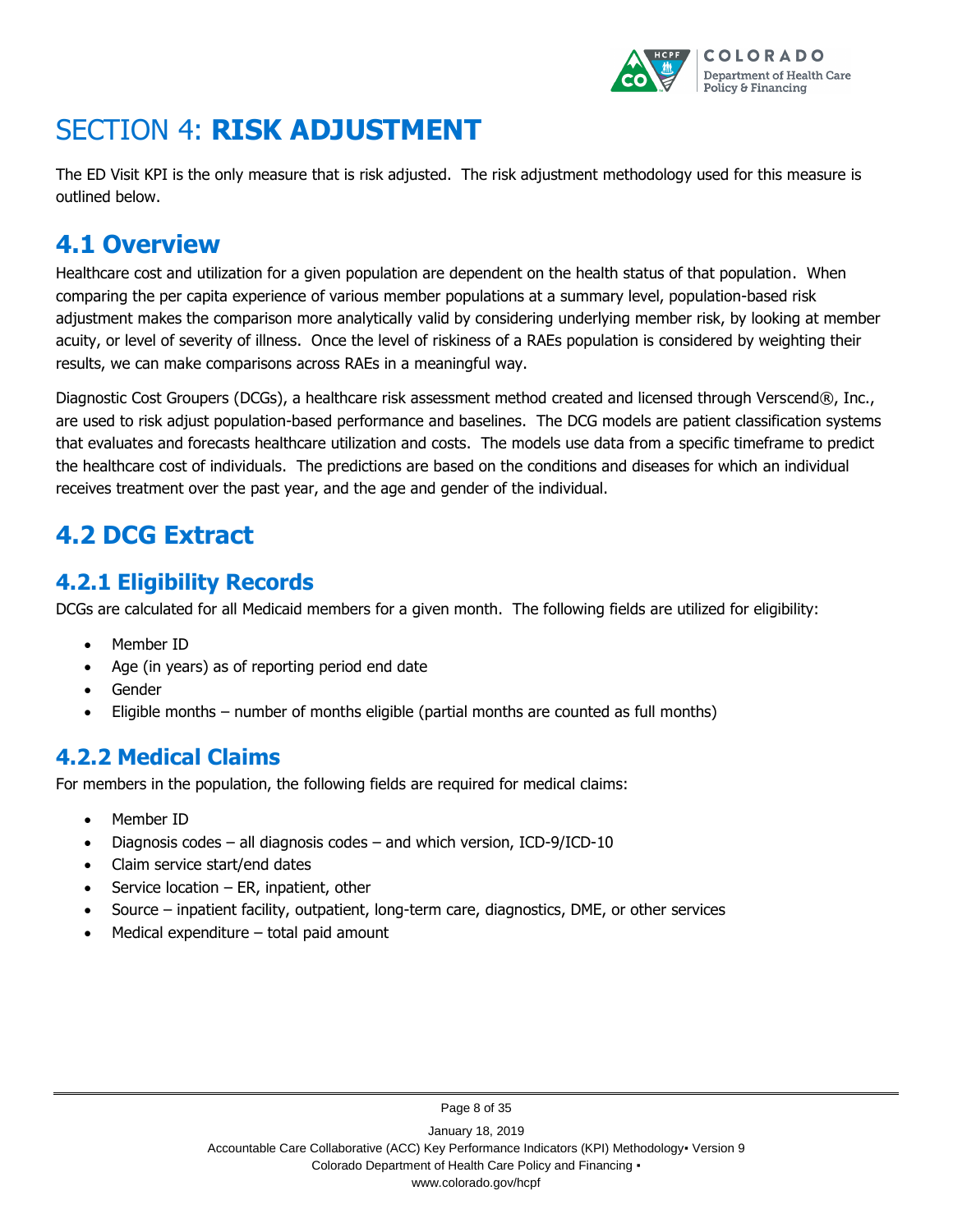# SECTION 4: **RISK ADJUSTMENT**

The ED Visit KPI is the only measure that is risk adjusted. The risk adjustment methodology used for this measure is outlined below.

## 4.1 Overview

Healthcare cost and utilization for a given population are dependent on the health status of that population. When comparing the per capita experience of various member populations at a summary level, population-based risk adjustment makes the comparison more analytically valid by considering underlying member risk, by looking at member acuity, or level of severity of illness. Once the level of riskiness of a RAEs population is considered by weighting their results, we can make comparisons across RAEs in a meaningful way.

Diagnostic Cost Groupers (DCGs), a healthcare risk assessment method created and licensed through Verscend®, Inc., are used to risk adjust population-based performance and baselines. The DCG models are patient classification systems that evaluates and forecasts healthcare utilization and costs. The models use data from a specific timeframe to predict the healthcare cost of individuals. The predictions are based on the conditions and diseases for which an individual receives treatment over the past year, and the age and gender of the individual.

## 4.2 DCG Extract

### 4.2.1 Eligibility Records

DCGs are calculated for all Medicaid members for a given month. The following fields are utilized for eligibility:

- Member ID
- Age (in years) as of reporting period end date
- Gender
- Eligible months – number of months eligible (partial months are counted as full months)

### 4.2.2 Medical Claims

For members in the population, the following fields are required for medical claims:

- Member ID
- Diagnosis codes – all diagnosis codes – and which version, ICD-9/ICD-10
- Claim service start/end dates
- Service location – ER, inpatient, other
- Source – inpatient facility, outpatient, long-term care, diagnostics, DME, or other services
- Medical expenditure – total paid amount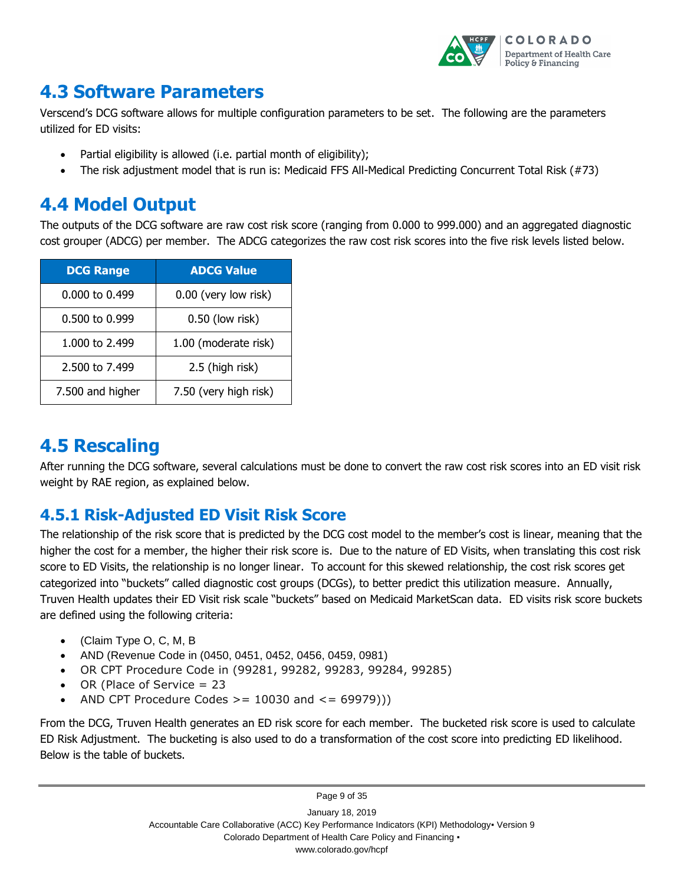## 4.3 Software Parameters

Verscend's DCG software allows for multiple configuration parameters to be set. The following are the parameters utilized for ED visits:

- Partial eligibility is allowed (i.e. partial month of eligibility);
- The risk adjustment model that is run is: Medicaid FFS All-Medical Predicting Concurrent Total Risk (#73)

## 4.4 Model Output

The outputs of the DCG software are raw cost risk score (ranging from 0.000 to 999.000) and an aggregated diagnostic cost grouper (ADCG) per member. The ADCG categorizes the raw cost risk scores into the five risk levels listed below.

| DCG Range | ADCG Value |
|---|---|
| 0.000 to 0.499 | 0.00 (very low risk) |
| 0.500 to 0.999 | 0.50 (low risk) |
| 1.000 to 2.499 | 1.00 (moderate risk) |
| 2.500 to 7.499 | 2.5 (high risk) |
| 7.500 and higher | 7.50 (very high risk) |

## 4.5 Rescaling

After running the DCG software, several calculations must be done to convert the raw cost risk scores into an ED visit risk weight by RAE region, as explained below.

### 4.5.1 Risk-Adjusted ED Visit Risk Score

The relationship of the risk score that is predicted by the DCG cost model to the member's cost is linear, meaning that the higher the cost for a member, the higher their risk score is. Due to the nature of ED Visits, when translating this cost risk score to ED Visits, the relationship is no longer linear. To account for this skewed relationship, the cost risk scores get categorized into "buckets" called diagnostic cost groups (DCGs), to better predict this utilization measure. Annually, Truven Health updates their ED Visit risk scale "buckets" based on Medicaid MarketScan data. ED visits risk score buckets are defined using the following criteria:

- (Claim Type O, C, M, B
- AND (Revenue Code in (0450, 0451, 0452, 0456, 0459, 0981)
- OR CPT Procedure Code in (99281, 99282, 99283, 99284, 99285)
- OR (Place of Service = 23
- AND CPT Procedure Codes >= 10030 and <= 69979)))

From the DCG, Truven Health generates an ED risk score for each member. The bucketed risk score is used to calculate ED Risk Adjustment. The bucketing is also used to do a transformation of the cost score into predicting ED likelihood. Below is the table of buckets.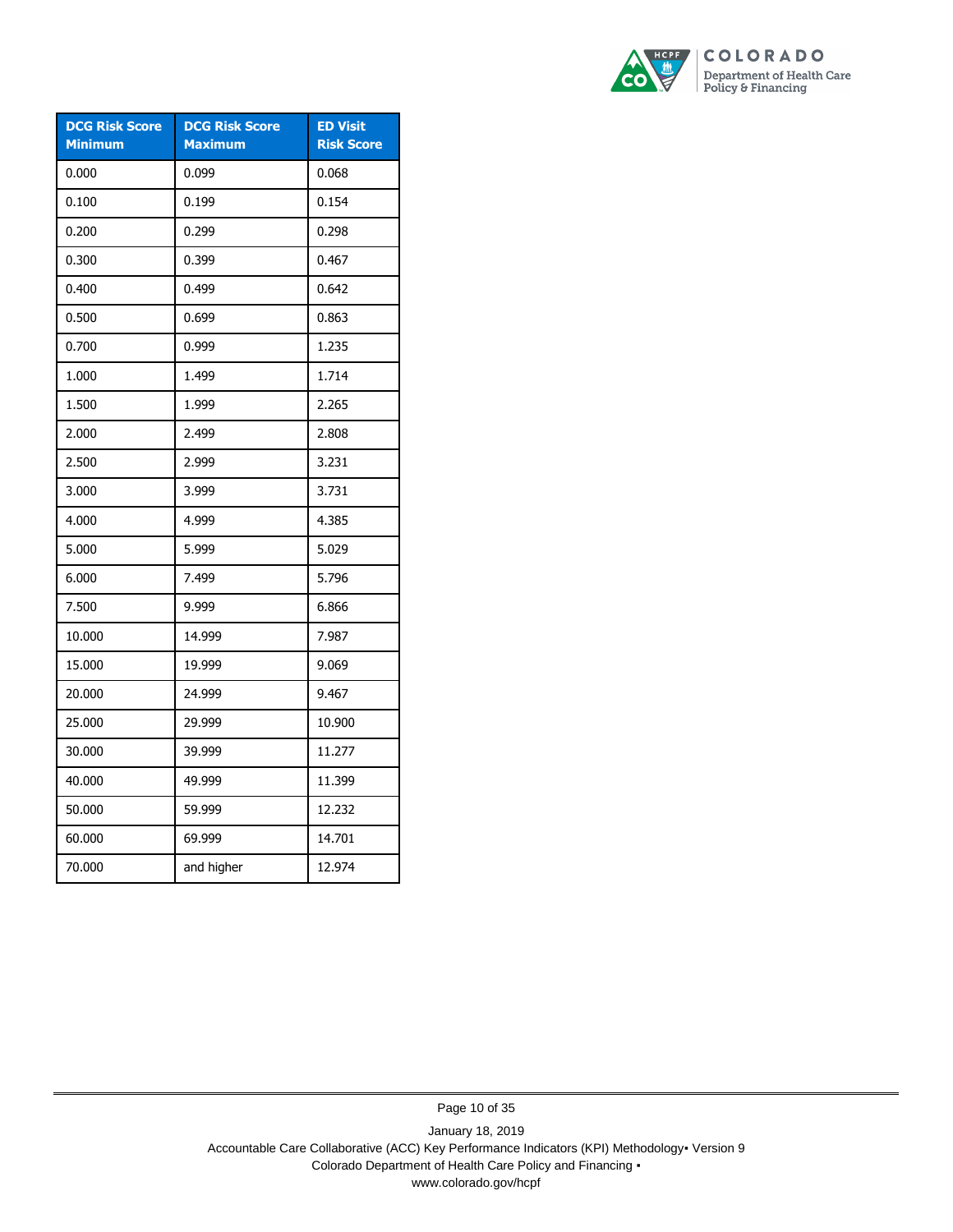| DCG Risk Score Minimum | DCG Risk Score Maximum | ED Visit Risk Score |
| --- | --- | --- |
| 0.000 | 0.099 | 0.068 |
| 0.100 | 0.199 | 0.154 |
| 0.200 | 0.299 | 0.298 |
| 0.300 | 0.399 | 0.467 |
| 0.400 | 0.499 | 0.642 |
| 0.500 | 0.699 | 0.863 |
| 0.700 | 0.999 | 1.235 |
| 1.000 | 1.499 | 1.714 |
| 1.500 | 1.999 | 2.265 |
| 2.000 | 2.499 | 2.808 |
| 2.500 | 2.999 | 3.231 |
| 3.000 | 3.999 | 3.731 |
| 4.000 | 4.999 | 4.385 |
| 5.000 | 5.999 | 5.029 |
| 6.000 | 7.499 | 5.796 |
| 7.500 | 9.999 | 6.866 |
| 10.000 | 14.999 | 7.987 |
| 15.000 | 19.999 | 9.069 |
| 20.000 | 24.999 | 9.467 |
| 25.000 | 29.999 | 10.900 |
| 30.000 | 39.999 | 11.277 |
| 40.000 | 49.999 | 11.399 |
| 50.000 | 59.999 | 12.232 |
| 60.000 | 69.999 | 14.701 |
| 70.000 | and higher | 12.974 |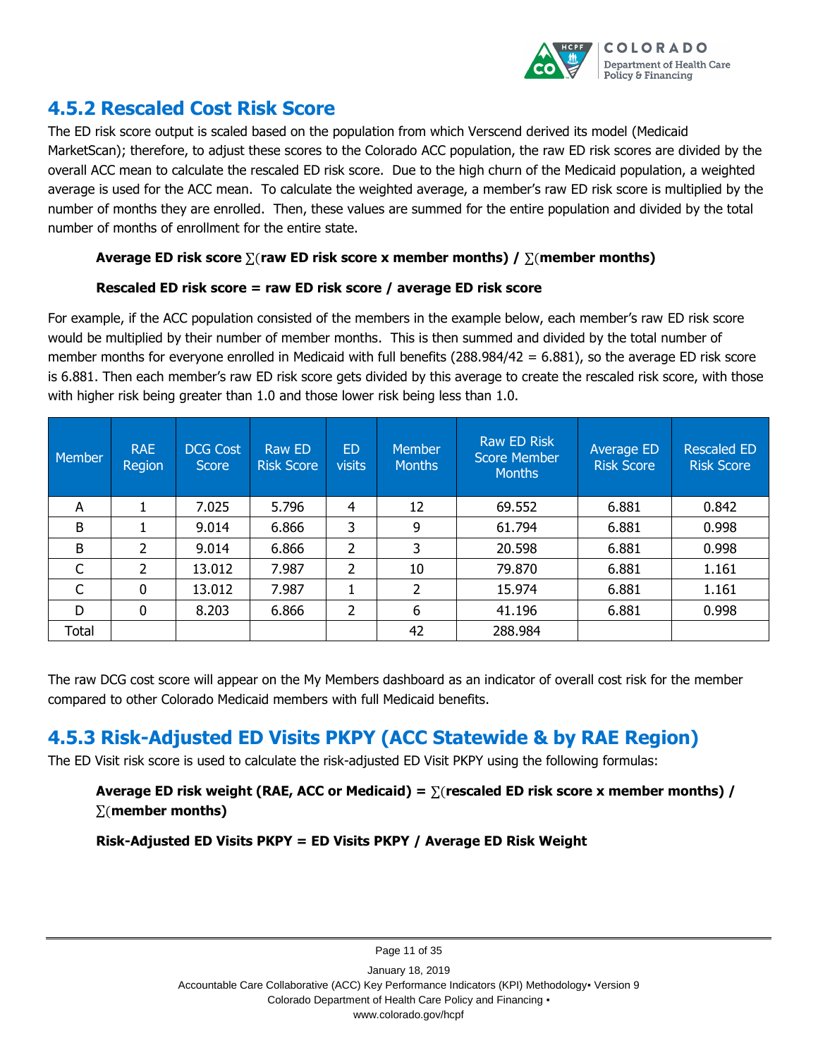## 4.5.2 Rescaled Cost Risk Score

The ED risk score output is scaled based on the population from which Verscend derived its model (Medicaid MarketScan); therefore, to adjust these scores to the Colorado ACC population, the raw ED risk scores are divided by the overall ACC mean to calculate the rescaled ED risk score. Due to the high churn of the Medicaid population, a weighted average is used for the ACC mean. To calculate the weighted average, a member's raw ED risk score is multiplied by the number of months they are enrolled. Then, these values are summed for the entire population and divided by the total number of months of enrollment for the entire state.

**Average ED risk score ∑(raw ED risk score x member months) / ∑(member months)**

**Rescaled ED risk score = raw ED risk score / average ED risk score**

For example, if the ACC population consisted of the members in the example below, each member's raw ED risk score would be multiplied by their number of member months. This is then summed and divided by the total number of member months for everyone enrolled in Medicaid with full benefits (288.984/42 = 6.881), so the average ED risk score is 6.881. Then each member's raw ED risk score gets divided by this average to create the rescaled risk score, with those with higher risk being greater than 1.0 and those lower risk being less than 1.0.

| Member | RAE Region | DCG Cost Score | Raw ED Risk Score | ED visits | Member Months | Raw ED Risk Score Member Months | Average ED Risk Score | Rescaled ED Risk Score |
|---|---|---|---|---|---|---|---|---|
| A | 1 | 7.025 | 5.796 | 4 | 12 | 69.552 | 6.881 | 0.842 |
| B | 1 | 9.014 | 6.866 | 3 | 9 | 61.794 | 6.881 | 0.998 |
| B | 2 | 9.014 | 6.866 | 2 | 3 | 20.598 | 6.881 | 0.998 |
| C | 2 | 13.012 | 7.987 | 2 | 10 | 79.870 | 6.881 | 1.161 |
| C | 0 | 13.012 | 7.987 | 1 | 2 | 15.974 | 6.881 | 1.161 |
| D | 0 | 8.203 | 6.866 | 2 | 6 | 41.196 | 6.881 | 0.998 |
| Total | | | | | 42 | 288.984 | | |

The raw DCG cost score will appear on the My Members dashboard as an indicator of overall cost risk for the member compared to other Colorado Medicaid members with full Medicaid benefits.

## 4.5.3 Risk-Adjusted ED Visits PKPY (ACC Statewide & by RAE Region)

The ED Visit risk score is used to calculate the risk-adjusted ED Visit PKPY using the following formulas:

**Average ED risk weight (RAE, ACC or Medicaid) = ∑(rescaled ED risk score x member months) / ∑(member months)**

**Risk-Adjusted ED Visits PKPY = ED Visits PKPY / Average ED Risk Weight**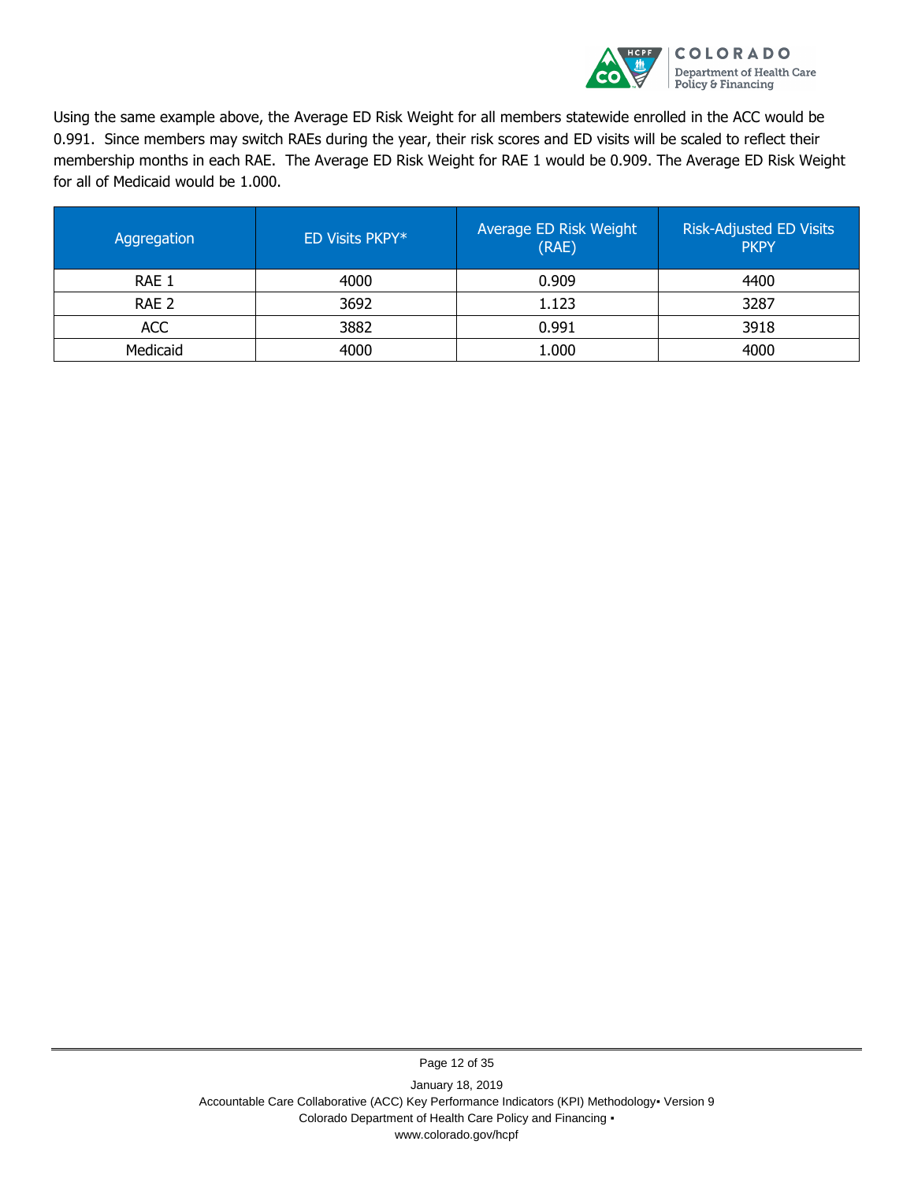Using the same example above, the Average ED Risk Weight for all members statewide enrolled in the ACC would be 0.991. Since members may switch RAEs during the year, their risk scores and ED visits will be scaled to reflect their membership months in each RAE. The Average ED Risk Weight for RAE 1 would be 0.909. The Average ED Risk Weight for all of Medicaid would be 1.000.

| Aggregation | ED Visits PKPY* | Average ED Risk Weight (RAE) | Risk-Adjusted ED Visits PKPY |
|---|---|---|---|
| RAE 1 | 4000 | 0.909 | 4400 |
| RAE 2 | 3692 | 1.123 | 3287 |
| ACC | 3882 | 0.991 | 3918 |
| Medicaid | 4000 | 1.000 | 4000 |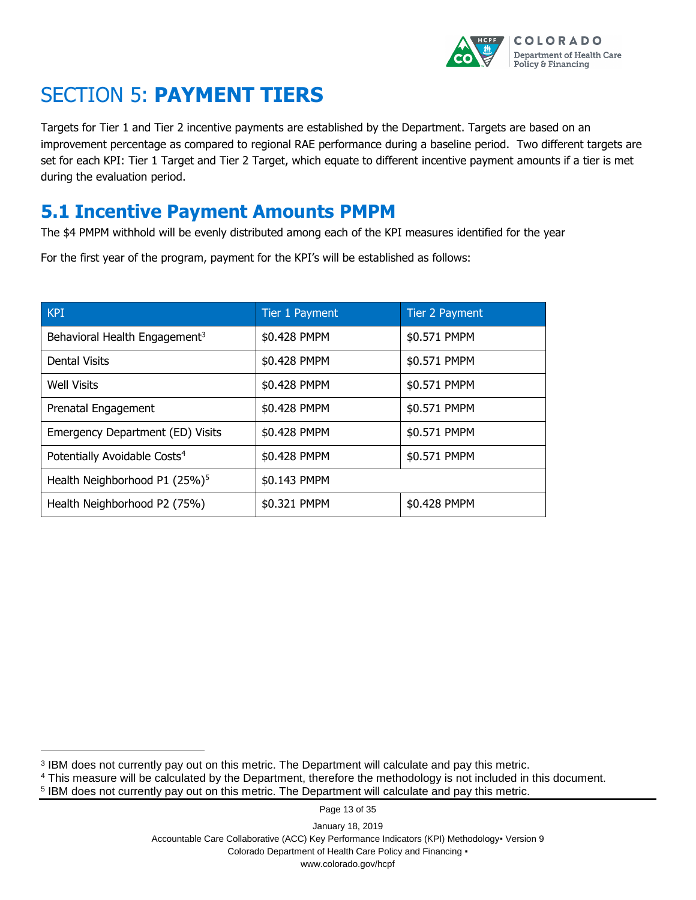# SECTION 5: **PAYMENT TIERS**

Targets for Tier 1 and Tier 2 incentive payments are established by the Department. Targets are based on an improvement percentage as compared to regional RAE performance during a baseline period. Two different targets are set for each KPI: Tier 1 Target and Tier 2 Target, which equate to different incentive payment amounts if a tier is met during the evaluation period.

## 5.1 Incentive Payment Amounts PMPM

The $4 PMPM withhold will be evenly distributed among each of the KPI measures identified for the year

For the first year of the program, payment for the KPI's will be established as follows:

| KPI | Tier 1 Payment | Tier 2 Payment |
|---|---|---|
| Behavioral Health Engagement[3] | $0.428 PMPM | $0.571 PMPM |
| Dental Visits | $0.428 PMPM | $0.571 PMPM |
| Well Visits | $0.428 PMPM | $0.571 PMPM |
| Prenatal Engagement | $0.428 PMPM | $0.571 PMPM |
| Emergency Department (ED) Visits | $0.428 PMPM | $0.571 PMPM |
| Potentially Avoidable Costs[4] | $0.428 PMPM | $0.571 PMPM |
| Health Neighborhood P1 (25%)[5] | $0.143 PMPM | |
| Health Neighborhood P2 (75%) | $0.321 PMPM | $0.428 PMPM |

---

[3] IBM does not currently pay out on this metric. The Department will calculate and pay this metric.

[4] This measure will be calculated by the Department, therefore the methodology is not included in this document.

[5] IBM does not currently pay out on this metric. The Department will calculate and pay this metric.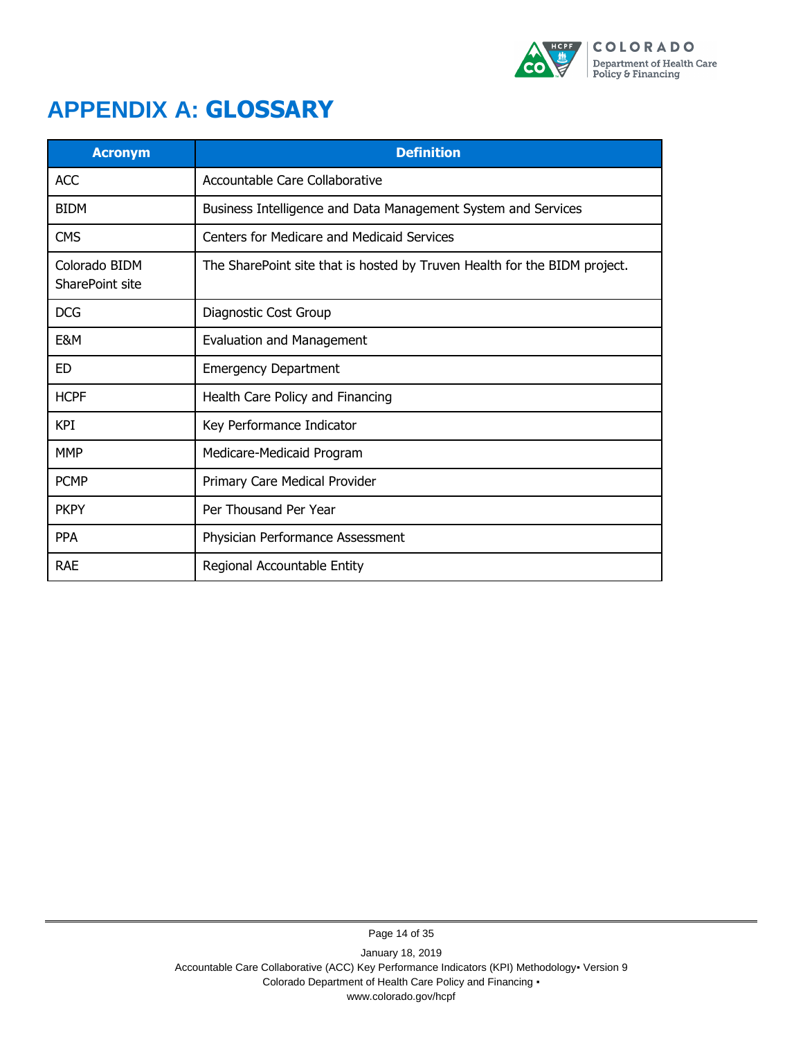# APPENDIX A: GLOSSARY

| Acronym | Definition |
|---|---|
| ACC | Accountable Care Collaborative |
| BIDM | Business Intelligence and Data Management System and Services |
| CMS | Centers for Medicare and Medicaid Services |
| Colorado BIDM SharePoint site | The SharePoint site that is hosted by Truven Health for the BIDM project. |
| DCG | Diagnostic Cost Group |
| E&M | Evaluation and Management |
| ED | Emergency Department |
| HCPF | Health Care Policy and Financing |
| KPI | Key Performance Indicator |
| MMP | Medicare-Medicaid Program |
| PCMP | Primary Care Medical Provider |
| PKPY | Per Thousand Per Year |
| PPA | Physician Performance Assessment |
| RAE | Regional Accountable Entity |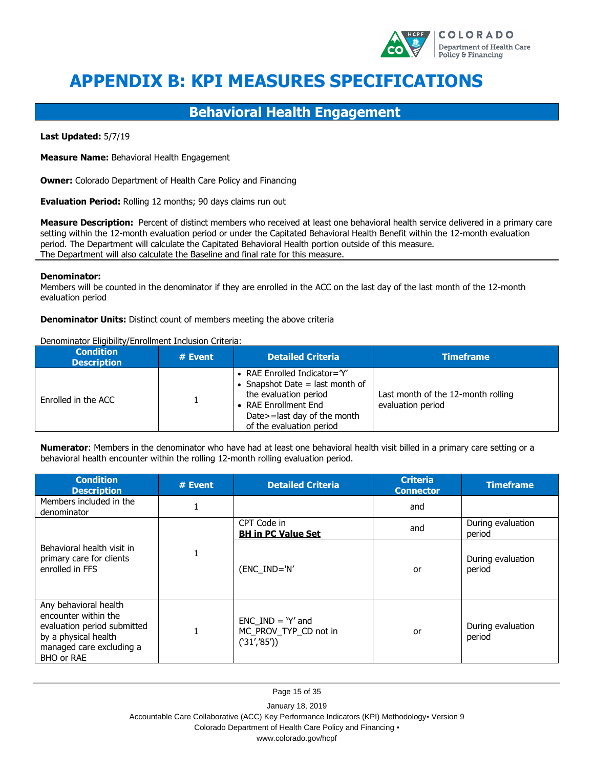// APPENDIX B: KPI MEASURES SPECIFICATIONS

## Behavioral Health Engagement

**Last Updated:** 5/7/19

**Measure Name:** Behavioral Health Engagement

**Owner:** Colorado Department of Health Care Policy and Financing

**Evaluation Period:** Rolling 12 months; 90 days claims run out

**Measure Description:** Percent of distinct members who received at least one behavioral health service delivered in a primary care setting within the 12-month evaluation period or under the Capitated Behavioral Health Benefit within the 12-month evaluation period. The Department will calculate the Capitated Behavioral Health portion outside of this measure.
The Department will also calculate the Baseline and final rate for this measure.

**Denominator:**
Members will be counted in the denominator if they are enrolled in the ACC on the last day of the last month of the 12-month evaluation period

**Denominator Units:** Distinct count of members meeting the above criteria

Denominator Eligibility/Enrollment Inclusion Criteria:

| Condition Description | # Event | Detailed Criteria | Timeframe |
|---|---|---|---|
| Enrolled in the ACC | 1 | • RAE Enrolled Indicator='Y'<br>• Snapshot Date = last month of the evaluation period<br>• RAE Enrollment End Date>=last day of the month of the evaluation period | Last month of the 12-month rolling evaluation period |

**Numerator**: Members in the denominator who have had at least one behavioral health visit billed in a primary care setting or a behavioral health encounter within the rolling 12-month rolling evaluation period.

| Condition Description | # Event | Detailed Criteria | Criteria Connector | Timeframe |
|---|---|---|---|---|
| Members included in the denominator | 1 | | and | |
| Behavioral health visit in primary care for clients enrolled in FFS | 1 | CPT Code in **BH in PC Value Set** | and | During evaluation period |
| | | (ENC_IND='N' | or | During evaluation period |
| Any behavioral health encounter within the evaluation period submitted by a physical health managed care excluding a BHO or RAE | 1 | ENC_IND = 'Y' and MC_PROV_TYP_CD not in ('31','85')) | or | During evaluation period |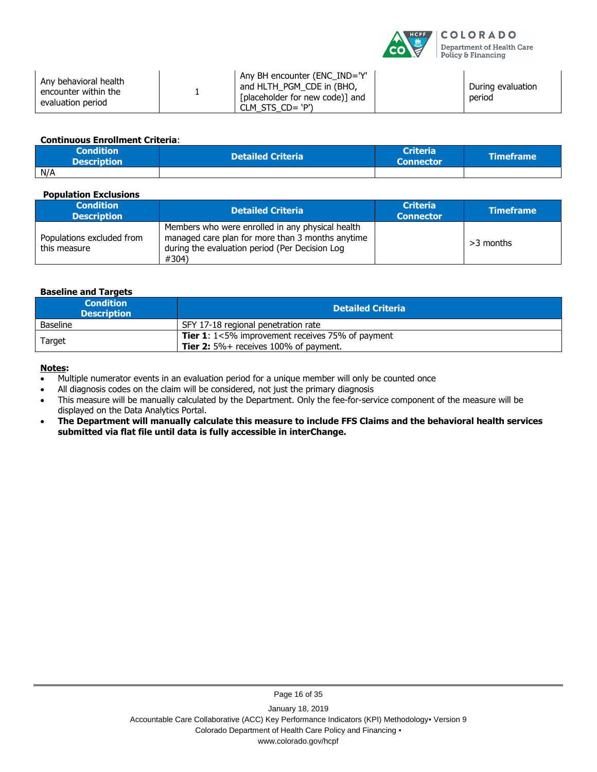| Any behavioral health encounter within the evaluation period | 1 | Any BH encounter (ENC_IND='Y' and HLTH_PGM_CDE in (BHO, [placeholder for new code)] and CLM_STS_CD= 'P') | | During evaluation period |
|---|---|---|---|---|

**Continuous Enrollment Criteria**:

| Condition Description | Detailed Criteria | Criteria Connector | Timeframe |
|---|---|---|---|
| N/A | | | |

**Population Exclusions**

| Condition Description | Detailed Criteria | Criteria Connector | Timeframe |
|---|---|---|---|
| Populations excluded from this measure | Members who were enrolled in any physical health managed care plan for more than 3 months anytime during the evaluation period (Per Decision Log #304) | | >3 months |

**Baseline and Targets**

| Condition Description | Detailed Criteria |
|---|---|
| Baseline | SFY 17-18 regional penetration rate |
| Target | **Tier 1**: 1<5% improvement receives 75% of payment<br>**Tier 2:** 5%+ receives 100% of payment. |

**Notes:**

- Multiple numerator events in an evaluation period for a unique member will only be counted once
- All diagnosis codes on the claim will be considered, not just the primary diagnosis
- This measure will be manually calculated by the Department. Only the fee-for-service component of the measure will be displayed on the Data Analytics Portal.
- **The Department will manually calculate this measure to include FFS Claims and the behavioral health services submitted via flat file until data is fully accessible in interChange.**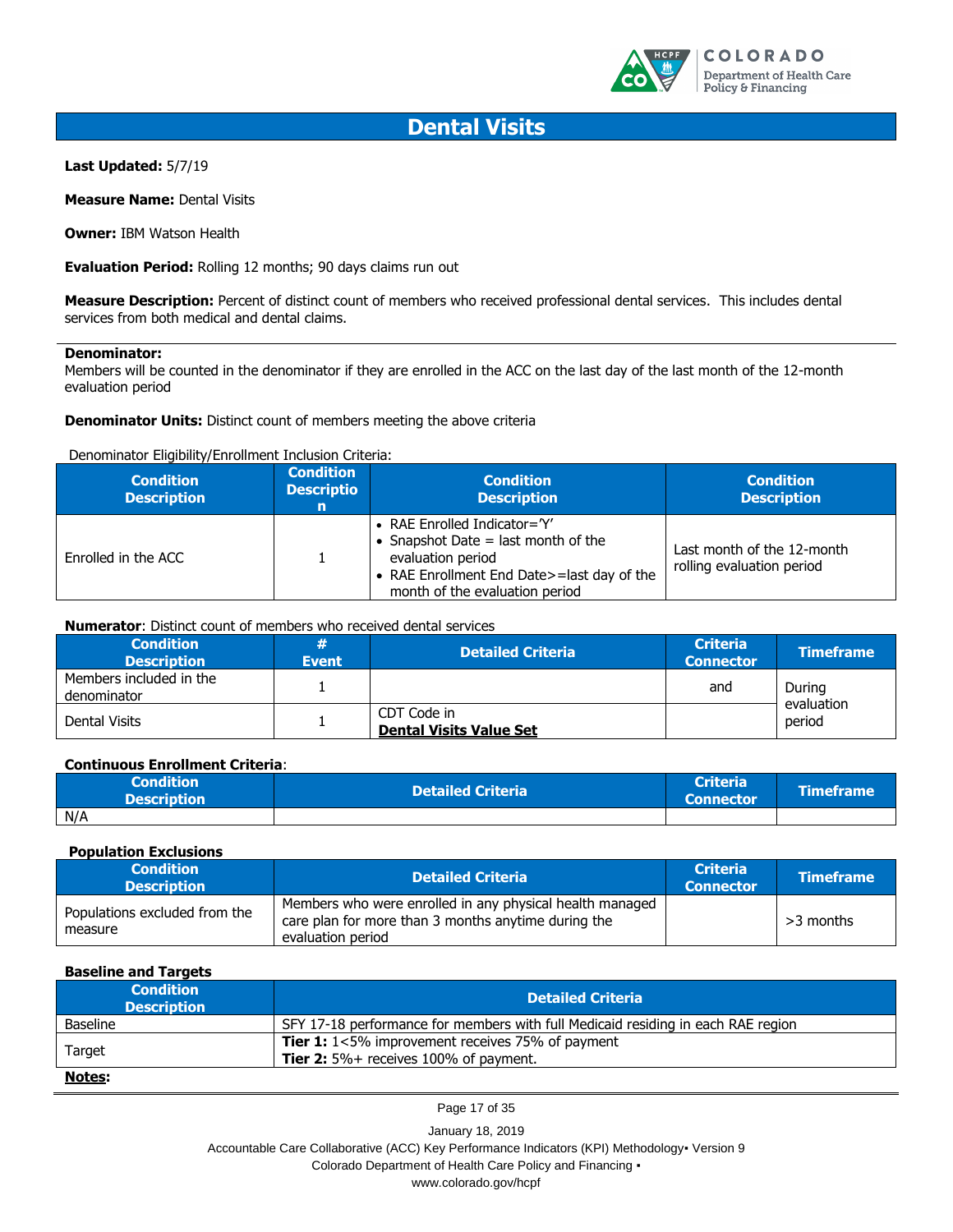# Dental Visits

**Last Updated:** 5/7/19

**Measure Name:** Dental Visits

**Owner:** IBM Watson Health

**Evaluation Period:** Rolling 12 months; 90 days claims run out

**Measure Description:** Percent of distinct count of members who received professional dental services. This includes dental services from both medical and dental claims.

---

**Denominator:**
Members will be counted in the denominator if they are enrolled in the ACC on the last day of the last month of the 12-month evaluation period

**Denominator Units:** Distinct count of members meeting the above criteria

Denominator Eligibility/Enrollment Inclusion Criteria:

| Condition Description | Condition Description | Condition Description | Condition Description |
|---|---|---|---|
| Enrolled in the ACC | 1 | • RAE Enrolled Indicator='Y'<br>• Snapshot Date = last month of the evaluation period<br>• RAE Enrollment End Date>=last day of the month of the evaluation period | Last month of the 12-month rolling evaluation period |

**Numerator**: Distinct count of members who received dental services

| Condition Description | # Event | Detailed Criteria | Criteria Connector | Timeframe |
|---|---|---|---|---|
| Members included in the denominator | 1 | | and | During evaluation period |
| Dental Visits | 1 | CDT Code in **Dental Visits Value Set** | | |

**Continuous Enrollment Criteria**:

| Condition Description | Detailed Criteria | Criteria Connector | Timeframe |
|---|---|---|---|
| N/A | | | |

**Population Exclusions**

| Condition Description | Detailed Criteria | Criteria Connector | Timeframe |
|---|---|---|---|
| Populations excluded from the measure | Members who were enrolled in any physical health managed care plan for more than 3 months anytime during the evaluation period | | >3 months |

**Baseline and Targets**

| Condition Description | Detailed Criteria |
|---|---|
| Baseline | SFY 17-18 performance for members with full Medicaid residing in each RAE region |
| Target | **Tier 1:** 1<5% improvement receives 75% of payment<br>**Tier 2:** 5%+ receives 100% of payment. |

**Notes:**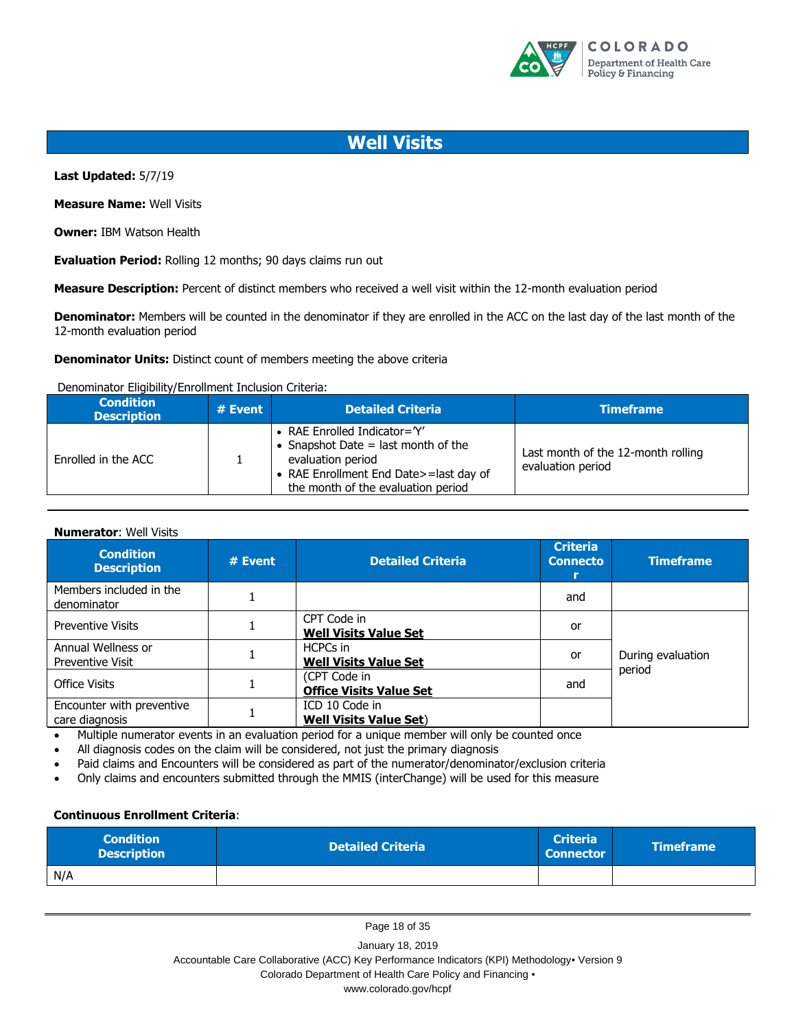# Well Visits

**Last Updated:** 5/7/19

**Measure Name:** Well Visits

**Owner:** IBM Watson Health

**Evaluation Period:** Rolling 12 months; 90 days claims run out

**Measure Description:** Percent of distinct members who received a well visit within the 12-month evaluation period

**Denominator:** Members will be counted in the denominator if they are enrolled in the ACC on the last day of the last month of the 12-month evaluation period

**Denominator Units:** Distinct count of members meeting the above criteria

Denominator Eligibility/Enrollment Inclusion Criteria:

| Condition Description | # Event | Detailed Criteria | Timeframe |
|---|---|---|---|
| Enrolled in the ACC | 1 | • RAE Enrolled Indicator='Y'<br>• Snapshot Date = last month of the evaluation period<br>• RAE Enrollment End Date>=last day of the month of the evaluation period | Last month of the 12-month rolling evaluation period |

**Numerator**: Well Visits

| Condition Description | # Event | Detailed Criteria | Criteria Connector | Timeframe |
|---|---|---|---|---|
| Members included in the denominator | 1 | | and | |
| Preventive Visits | 1 | CPT Code in **Well Visits Value Set** | or | During evaluation period |
| Annual Wellness or Preventive Visit | 1 | HCPCs in **Well Visits Value Set** | or | |
| Office Visits | 1 | (CPT Code in **Office Visits Value Set** | and | |
| Encounter with preventive care diagnosis | 1 | ICD 10 Code in **Well Visits Value Set**) | | |

- Multiple numerator events in an evaluation period for a unique member will only be counted once
- All diagnosis codes on the claim will be considered, not just the primary diagnosis
- Paid claims and Encounters will be considered as part of the numerator/denominator/exclusion criteria
- Only claims and encounters submitted through the MMIS (interChange) will be used for this measure

**Continuous Enrollment Criteria**:

| Condition Description | Detailed Criteria | Criteria Connector | Timeframe |
|---|---|---|---|
| N/A | | | |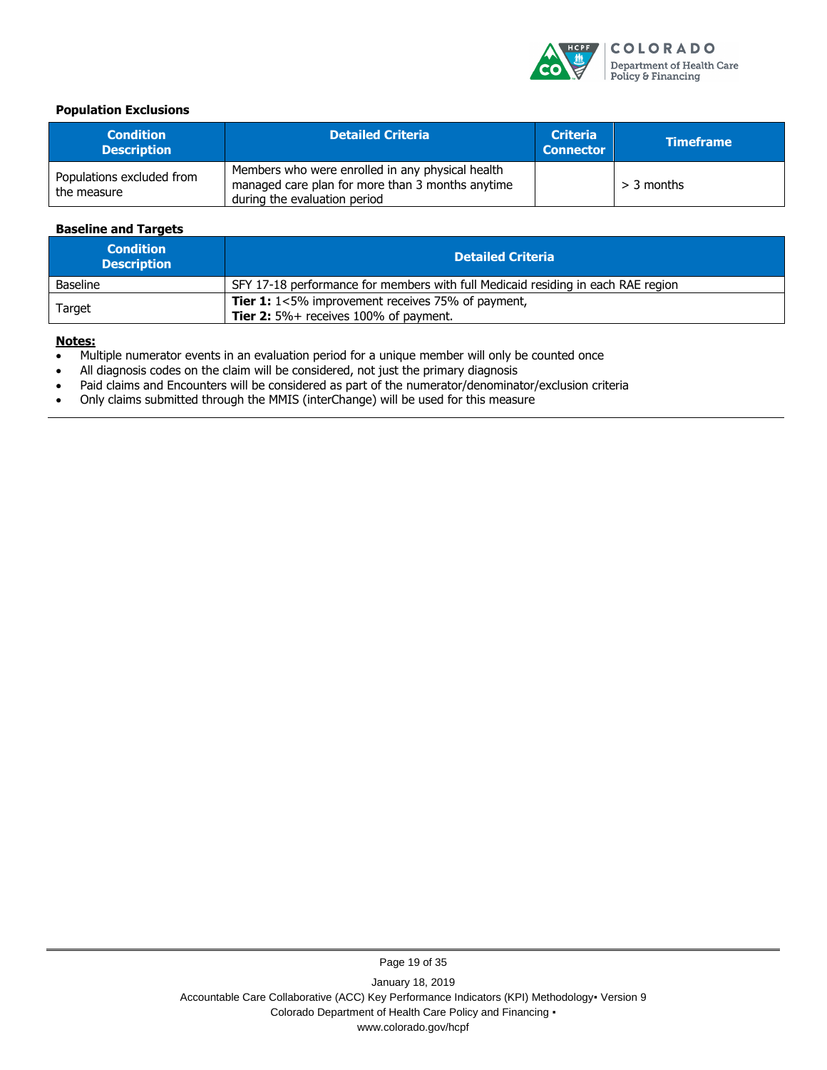**Population Exclusions**

| Condition Description | Detailed Criteria | Criteria Connector | Timeframe |
|---|---|---|---|
| Populations excluded from the measure | Members who were enrolled in any physical health managed care plan for more than 3 months anytime during the evaluation period | | > 3 months |

**Baseline and Targets**

| Condition Description | Detailed Criteria |
|---|---|
| Baseline | SFY 17-18 performance for members with full Medicaid residing in each RAE region |
| Target | **Tier 1:** 1<5% improvement receives 75% of payment,<br>**Tier 2:** 5%+ receives 100% of payment. |

**Notes:**

- Multiple numerator events in an evaluation period for a unique member will only be counted once
- All diagnosis codes on the claim will be considered, not just the primary diagnosis
- Paid claims and Encounters will be considered as part of the numerator/denominator/exclusion criteria
- Only claims submitted through the MMIS (interChange) will be used for this measure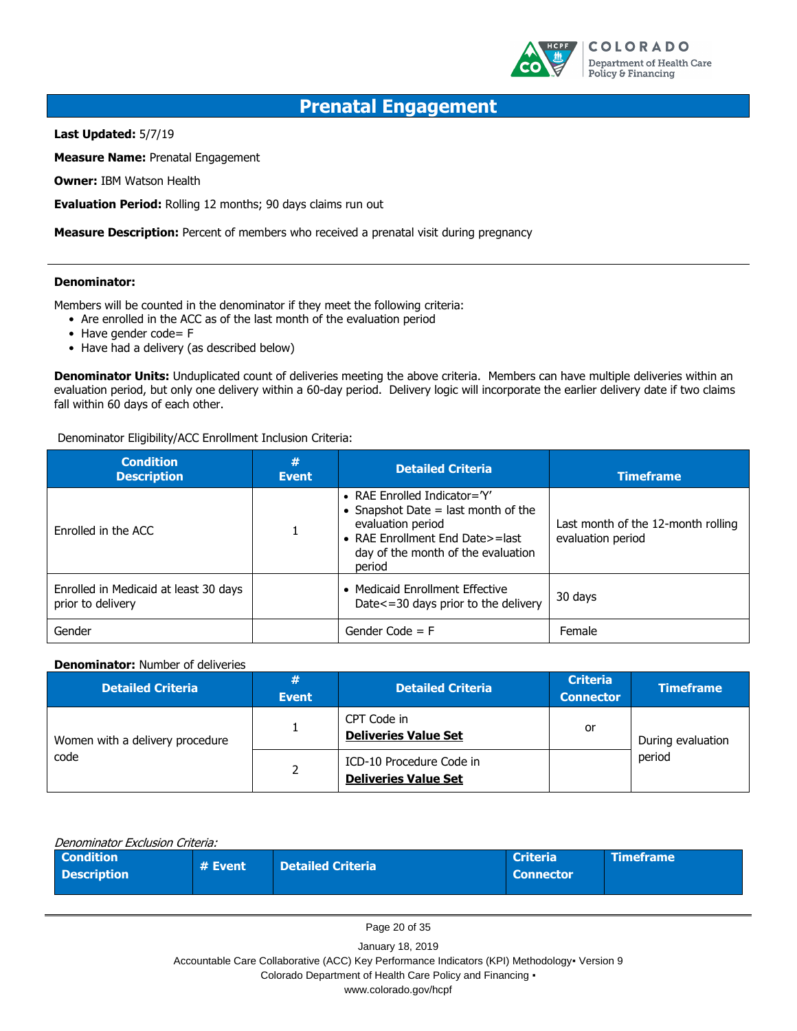# Prenatal Engagement

**Last Updated:** 5/7/19

**Measure Name:** Prenatal Engagement

**Owner:** IBM Watson Health

**Evaluation Period:** Rolling 12 months; 90 days claims run out

**Measure Description:** Percent of members who received a prenatal visit during pregnancy

---

**Denominator:**

Members will be counted in the denominator if they meet the following criteria:

- Are enrolled in the ACC as of the last month of the evaluation period
- Have gender code= F
- Have had a delivery (as described below)

**Denominator Units:** Unduplicated count of deliveries meeting the above criteria. Members can have multiple deliveries within an evaluation period, but only one delivery within a 60-day period. Delivery logic will incorporate the earlier delivery date if two claims fall within 60 days of each other.

Denominator Eligibility/ACC Enrollment Inclusion Criteria:

| Condition Description | # Event | Detailed Criteria | Timeframe |
|---|---|---|---|
| Enrolled in the ACC | 1 | • RAE Enrolled Indicator='Y'<br>• Snapshot Date = last month of the evaluation period<br>• RAE Enrollment End Date>=last day of the month of the evaluation period | Last month of the 12-month rolling evaluation period |
| Enrolled in Medicaid at least 30 days prior to delivery | | • Medicaid Enrollment Effective Date<=30 days prior to the delivery | 30 days |
| Gender | | Gender Code = F | Female |

**Denominator:** Number of deliveries

| Detailed Criteria | # Event | Detailed Criteria | Criteria Connector | Timeframe |
|---|---|---|---|---|
| Women with a delivery procedure code | 1 | CPT Code in **Deliveries Value Set** | or | During evaluation period |
| | 2 | ICD-10 Procedure Code in **Deliveries Value Set** | | |

*Denominator Exclusion Criteria:*

| Condition Description | # Event | Detailed Criteria | Criteria Connector | Timeframe |
|---|---|---|---|---|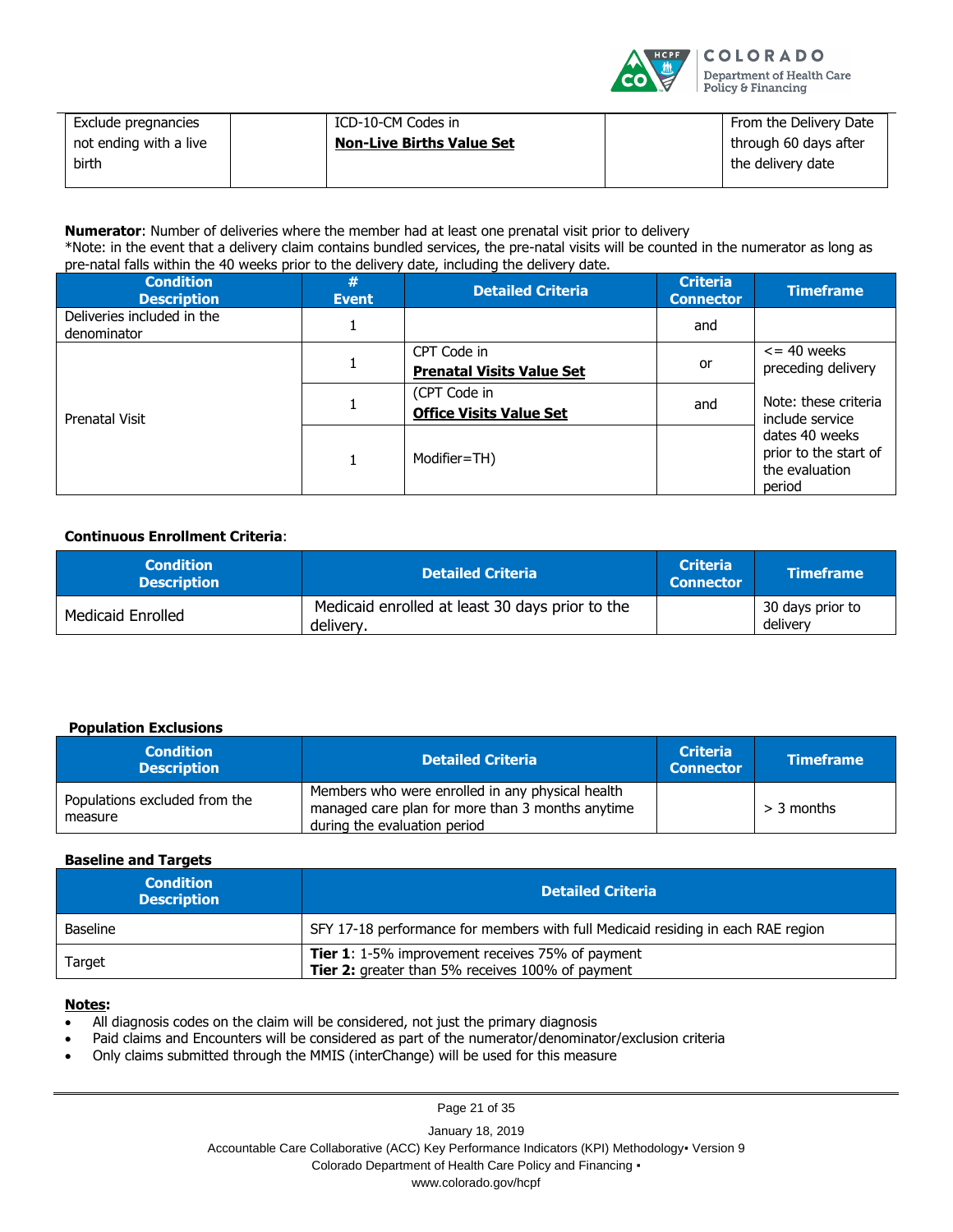| Exclude pregnancies not ending with a live birth | | ICD-10-CM Codes in **Non-Live Births Value Set** | | From the Delivery Date through 60 days after the delivery date |
|---|---|---|---|---|

**Numerator**: Number of deliveries where the member had at least one prenatal visit prior to delivery
*Note: in the event that a delivery claim contains bundled services, the pre-natal visits will be counted in the numerator as long as pre-natal falls within the 40 weeks prior to the delivery date, including the delivery date.

| Condition Description | # Event | Detailed Criteria | Criteria Connector | Timeframe |
|---|---|---|---|---|
| Deliveries included in the denominator | 1 | | and | |
| Prenatal Visit | 1 | CPT Code in **Prenatal Visits Value Set** | or | <= 40 weeks preceding delivery<br><br>Note: these criteria include service dates 40 weeks prior to the start of the evaluation period |
| | 1 | (CPT Code in **Office Visits Value Set** | and | |
| | 1 | Modifier=TH) | | |

**Continuous Enrollment Criteria**:

| Condition Description | Detailed Criteria | Criteria Connector | Timeframe |
|---|---|---|---|
| Medicaid Enrolled | Medicaid enrolled at least 30 days prior to the delivery. | | 30 days prior to delivery |

**Population Exclusions**

| Condition Description | Detailed Criteria | Criteria Connector | Timeframe |
|---|---|---|---|
| Populations excluded from the measure | Members who were enrolled in any physical health managed care plan for more than 3 months anytime during the evaluation period | | > 3 months |

**Baseline and Targets**

| Condition Description | Detailed Criteria |
|---|---|
| Baseline | SFY 17-18 performance for members with full Medicaid residing in each RAE region |
| Target | **Tier 1**: 1-5% improvement receives 75% of payment<br>**Tier 2:** greater than 5% receives 100% of payment |

**Notes:**

- All diagnosis codes on the claim will be considered, not just the primary diagnosis
- Paid claims and Encounters will be considered as part of the numerator/denominator/exclusion criteria
- Only claims submitted through the MMIS (interChange) will be used for this measure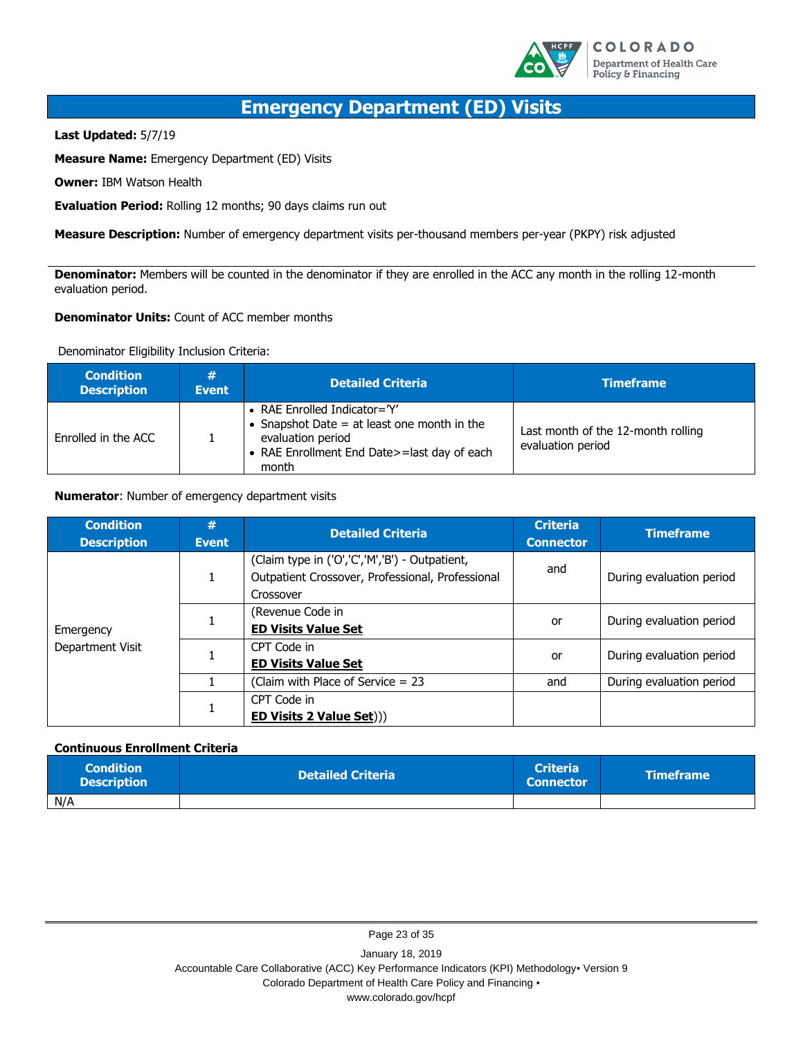# Emergency Department (ED) Visits

**Last Updated:** 5/7/19

**Measure Name:** Emergency Department (ED) Visits

**Owner:** IBM Watson Health

**Evaluation Period:** Rolling 12 months; 90 days claims run out

**Measure Description:** Number of emergency department visits per-thousand members per-year (PKPY) risk adjusted

---

**Denominator:** Members will be counted in the denominator if they are enrolled in the ACC any month in the rolling 12-month evaluation period.

**Denominator Units:** Count of ACC member months

Denominator Eligibility Inclusion Criteria:

| Condition Description | # Event | Detailed Criteria | Timeframe |
|---|---|---|---|
| Enrolled in the ACC | 1 | • RAE Enrolled Indicator='Y'<br>• Snapshot Date = at least one month in the evaluation period<br>• RAE Enrollment End Date>=last day of each month | Last month of the 12-month rolling evaluation period |

**Numerator**: Number of emergency department visits

| Condition Description | # Event | Detailed Criteria | Criteria Connector | Timeframe |
|---|---|---|---|---|
| Emergency Department Visit | 1 | (Claim type in ('O','C','M','B') - Outpatient, Outpatient Crossover, Professional, Professional Crossover | and | During evaluation period |
| | 1 | (Revenue Code in **ED Visits Value Set** | or | During evaluation period |
| | 1 | CPT Code in **ED Visits Value Set** | or | During evaluation period |
| | 1 | (Claim with Place of Service = 23 | and | During evaluation period |
| | 1 | CPT Code in **ED Visits 2 Value Set**))) | | |

**Continuous Enrollment Criteria**

| Condition Description | Detailed Criteria | Criteria Connector | Timeframe |
|---|---|---|---|
| N/A | | | |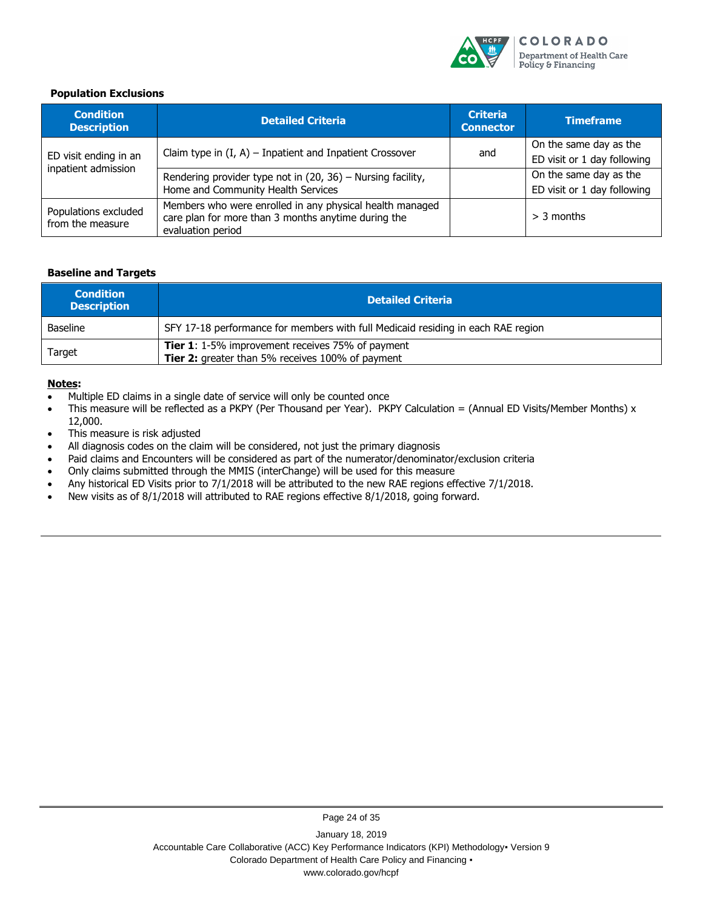**Population Exclusions**

| Condition Description | Detailed Criteria | Criteria Connector | Timeframe |
|---|---|---|---|
| ED visit ending in an inpatient admission | Claim type in (I, A) – Inpatient and Inpatient Crossover | and | On the same day as the ED visit or 1 day following |
| | Rendering provider type not in (20, 36) – Nursing facility, Home and Community Health Services | | On the same day as the ED visit or 1 day following |
| Populations excluded from the measure | Members who were enrolled in any physical health managed care plan for more than 3 months anytime during the evaluation period | | > 3 months |

**Baseline and Targets**

| Condition Description | Detailed Criteria |
|---|---|
| Baseline | SFY 17-18 performance for members with full Medicaid residing in each RAE region |
| Target | **Tier 1**: 1-5% improvement receives 75% of payment<br>**Tier 2:** greater than 5% receives 100% of payment |

**Notes:**

- Multiple ED claims in a single date of service will only be counted once
- This measure will be reflected as a PKPY (Per Thousand per Year). PKPY Calculation = (Annual ED Visits/Member Months) x 12,000.
- This measure is risk adjusted
- All diagnosis codes on the claim will be considered, not just the primary diagnosis
- Paid claims and Encounters will be considered as part of the numerator/denominator/exclusion criteria
- Only claims submitted through the MMIS (interChange) will be used for this measure
- Any historical ED Visits prior to 7/1/2018 will be attributed to the new RAE regions effective 7/1/2018.
- New visits as of 8/1/2018 will attributed to RAE regions effective 8/1/2018, going forward.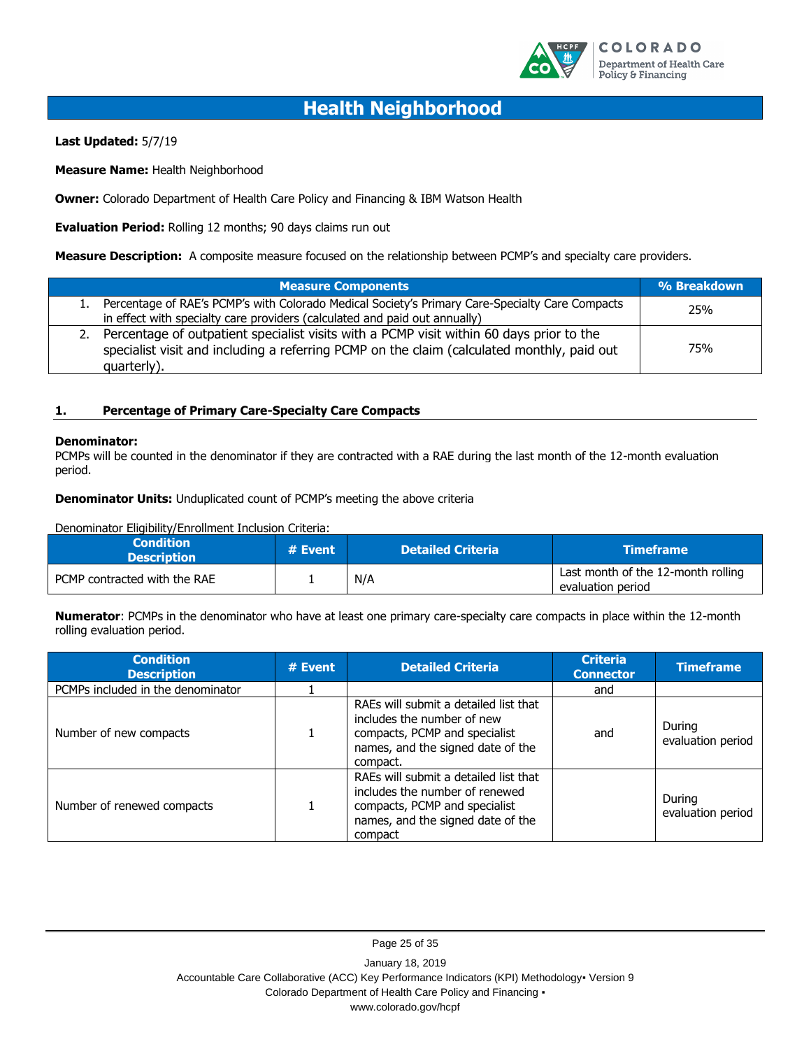# Health Neighborhood

**Last Updated:** 5/7/19

**Measure Name:** Health Neighborhood

**Owner:** Colorado Department of Health Care Policy and Financing & IBM Watson Health

**Evaluation Period:** Rolling 12 months; 90 days claims run out

**Measure Description:** A composite measure focused on the relationship between PCMP's and specialty care providers.

| Measure Components | % Breakdown |
|---|---|
| 1. Percentage of RAE's PCMP's with Colorado Medical Society's Primary Care-Specialty Care Compacts in effect with specialty care providers (calculated and paid out annually) | 25% |
| 2. Percentage of outpatient specialist visits with a PCMP visit within 60 days prior to the specialist visit and including a referring PCMP on the claim (calculated monthly, paid out quarterly). | 75% |

## 1. Percentage of Primary Care-Specialty Care Compacts

**Denominator:**
PCMPs will be counted in the denominator if they are contracted with a RAE during the last month of the 12-month evaluation period.

**Denominator Units:** Unduplicated count of PCMP's meeting the above criteria

Denominator Eligibility/Enrollment Inclusion Criteria:

| Condition Description | # Event | Detailed Criteria | Timeframe |
|---|---|---|---|
| PCMP contracted with the RAE | 1 | N/A | Last month of the 12-month rolling evaluation period |

**Numerator**: PCMPs in the denominator who have at least one primary care-specialty care compacts in place within the 12-month rolling evaluation period.

| Condition Description | # Event | Detailed Criteria | Criteria Connector | Timeframe |
|---|---|---|---|---|
| PCMPs included in the denominator | 1 | | and | |
| Number of new compacts | 1 | RAEs will submit a detailed list that includes the number of new compacts, PCMP and specialist names, and the signed date of the compact. | and | During evaluation period |
| Number of renewed compacts | 1 | RAEs will submit a detailed list that includes the number of renewed compacts, PCMP and specialist names, and the signed date of the compact | | During evaluation period |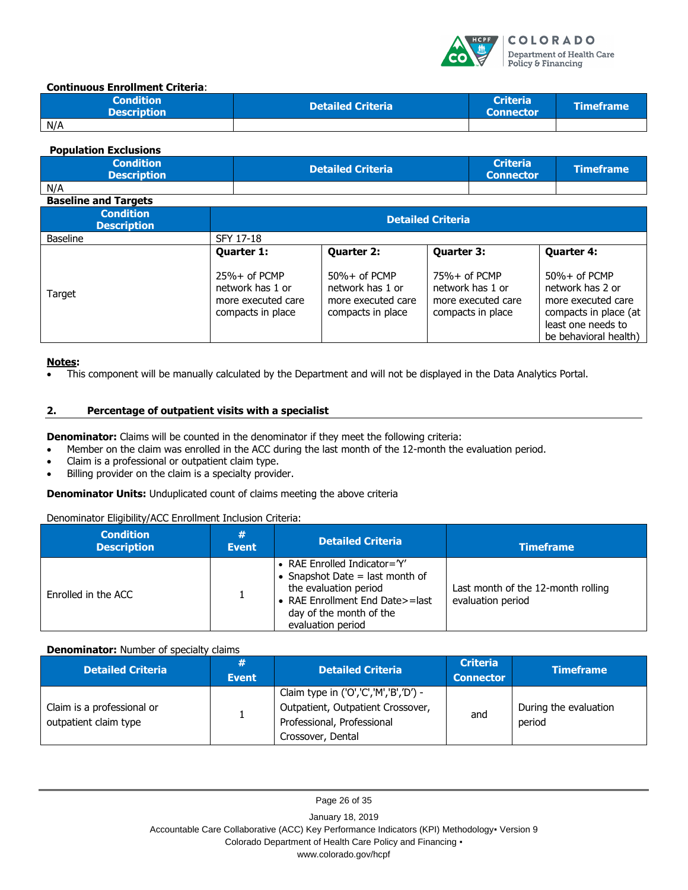**Continuous Enrollment Criteria**:

| Condition Description | Detailed Criteria | Criteria Connector | Timeframe |
|---|---|---|---|
| N/A | | | |

**Population Exclusions**

| Condition Description | Detailed Criteria | Criteria Connector | Timeframe |
|---|---|---|---|
| N/A | | | |

**Baseline and Targets**

| Condition Description | Detailed Criteria | | | |
|---|---|---|---|---|
| Baseline | SFY 17-18 | | | |
| Target | **Quarter 1:** 25%+ of PCMP network has 1 or more executed care compacts in place | **Quarter 2:** 50%+ of PCMP network has 1 or more executed care compacts in place | **Quarter 3:** 75%+ of PCMP network has 1 or more executed care compacts in place | **Quarter 4:** 50%+ of PCMP network has 2 or more executed care compacts in place (at least one needs to be behavioral health) |

**Notes:**

- This component will be manually calculated by the Department and will not be displayed in the Data Analytics Portal.

## 2. Percentage of outpatient visits with a specialist

**Denominator:** Claims will be counted in the denominator if they meet the following criteria:

- Member on the claim was enrolled in the ACC during the last month of the 12-month the evaluation period.
- Claim is a professional or outpatient claim type.
- Billing provider on the claim is a specialty provider.

**Denominator Units:** Unduplicated count of claims meeting the above criteria

Denominator Eligibility/ACC Enrollment Inclusion Criteria:

| Condition Description | # Event | Detailed Criteria | Timeframe |
|---|---|---|---|
| Enrolled in the ACC | 1 | • RAE Enrolled Indicator='Y'<br>• Snapshot Date = last month of the evaluation period<br>• RAE Enrollment End Date>=last day of the month of the evaluation period | Last month of the 12-month rolling evaluation period |

**Denominator:** Number of specialty claims

| Detailed Criteria | # Event | Detailed Criteria | Criteria Connector | Timeframe |
|---|---|---|---|---|
| Claim is a professional or outpatient claim type | 1 | Claim type in ('O','C','M','B','D') - Outpatient, Outpatient Crossover, Professional, Professional Crossover, Dental | and | During the evaluation period |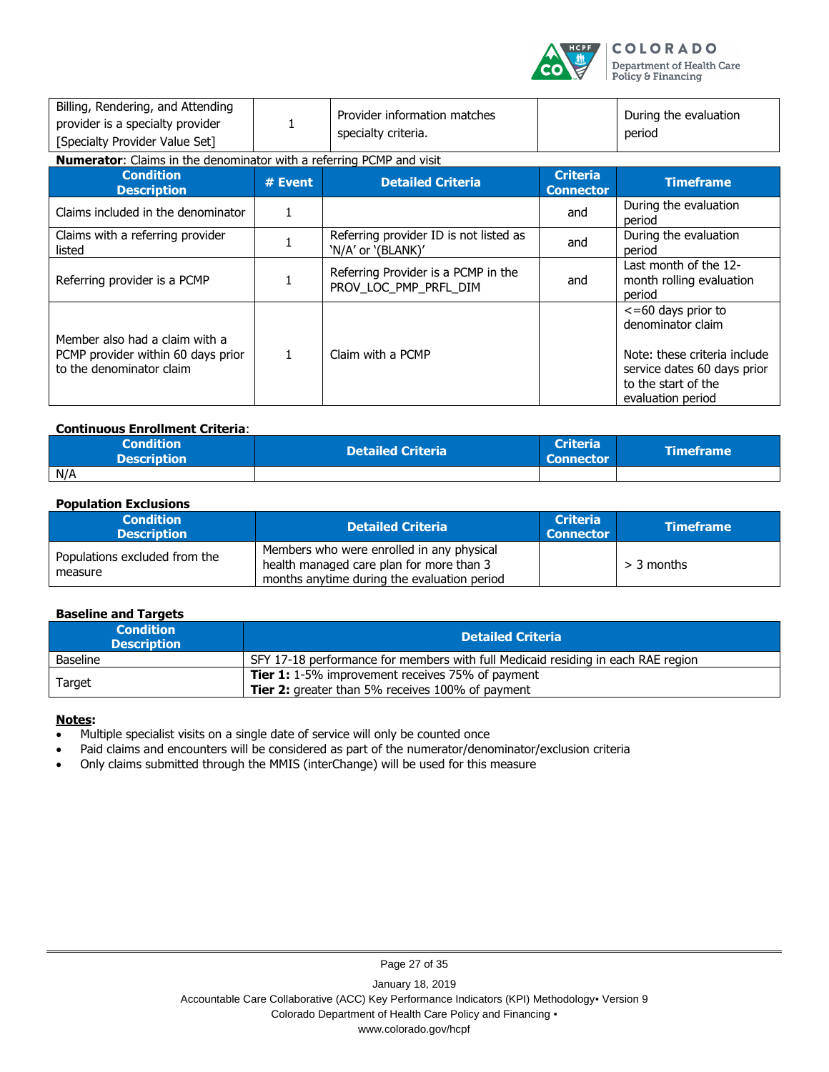| Billing, Rendering, and Attending provider is a specialty provider [Specialty Provider Value Set] | 1 | Provider information matches specialty criteria. | | During the evaluation period |
|---|---|---|---|---|

**Numerator**: Claims in the denominator with a referring PCMP and visit

| Condition Description | # Event | Detailed Criteria | Criteria Connector | Timeframe |
|---|---|---|---|---|
| Claims included in the denominator | 1 | | and | During the evaluation period |
| Claims with a referring provider listed | 1 | Referring provider ID is not listed as 'N/A' or '(BLANK)' | and | During the evaluation period |
| Referring provider is a PCMP | 1 | Referring Provider is a PCMP in the PROV_LOC_PMP_PRFL_DIM | and | Last month of the 12-month rolling evaluation period |
| Member also had a claim with a PCMP provider within 60 days prior to the denominator claim | 1 | Claim with a PCMP | | <=60 days prior to denominator claim<br><br>Note: these criteria include service dates 60 days prior to the start of the evaluation period |

**Continuous Enrollment Criteria**:

| Condition Description | Detailed Criteria | Criteria Connector | Timeframe |
|---|---|---|---|
| N/A | | | |

**Population Exclusions**

| Condition Description | Detailed Criteria | Criteria Connector | Timeframe |
|---|---|---|---|
| Populations excluded from the measure | Members who were enrolled in any physical health managed care plan for more than 3 months anytime during the evaluation period | | > 3 months |

**Baseline and Targets**

| Condition Description | Detailed Criteria |
|---|---|
| Baseline | SFY 17-18 performance for members with full Medicaid residing in each RAE region |
| Target | **Tier 1:** 1-5% improvement receives 75% of payment<br>**Tier 2:** greater than 5% receives 100% of payment |

**Notes:**

- Multiple specialist visits on a single date of service will only be counted once
- Paid claims and encounters will be considered as part of the numerator/denominator/exclusion criteria
- Only claims submitted through the MMIS (interChange) will be used for this measure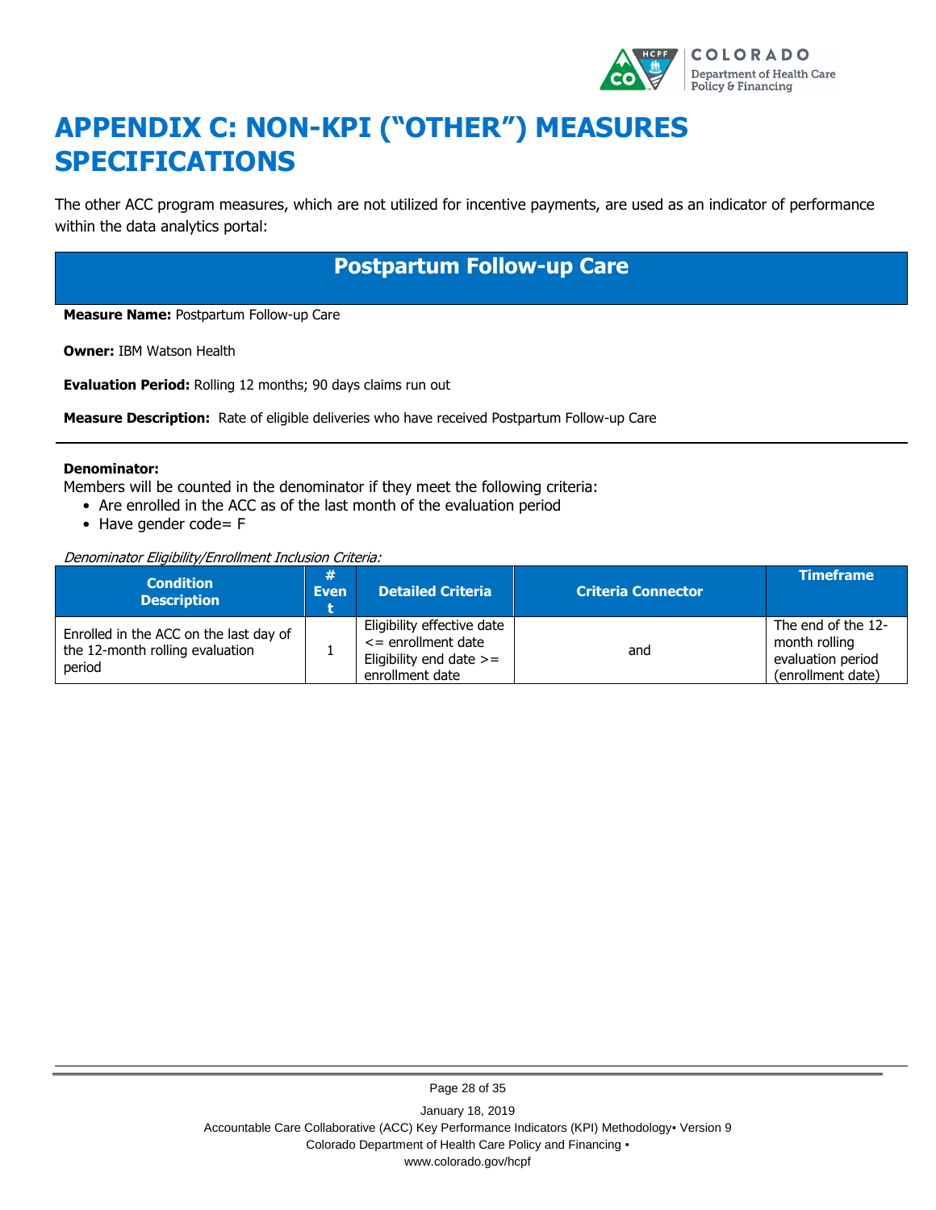# APPENDIX C: NON-KPI ("OTHER") MEASURES SPECIFICATIONS

The other ACC program measures, which are not utilized for incentive payments, are used as an indicator of performance within the data analytics portal:

## Postpartum Follow-up Care

**Measure Name:** Postpartum Follow-up Care

**Owner:** IBM Watson Health

**Evaluation Period:** Rolling 12 months; 90 days claims run out

**Measure Description:** Rate of eligible deliveries who have received Postpartum Follow-up Care

---

**Denominator:**

Members will be counted in the denominator if they meet the following criteria:

- Are enrolled in the ACC as of the last month of the evaluation period
- Have gender code= F

*Denominator Eligibility/Enrollment Inclusion Criteria:*

| Condition Description | # Event | Detailed Criteria | Criteria Connector | Timeframe |
|---|---|---|---|---|
| Enrolled in the ACC on the last day of the 12-month rolling evaluation period | 1 | Eligibility effective date <= enrollment date Eligibility end date >= enrollment date | and | The end of the 12-month rolling evaluation period (enrollment date) |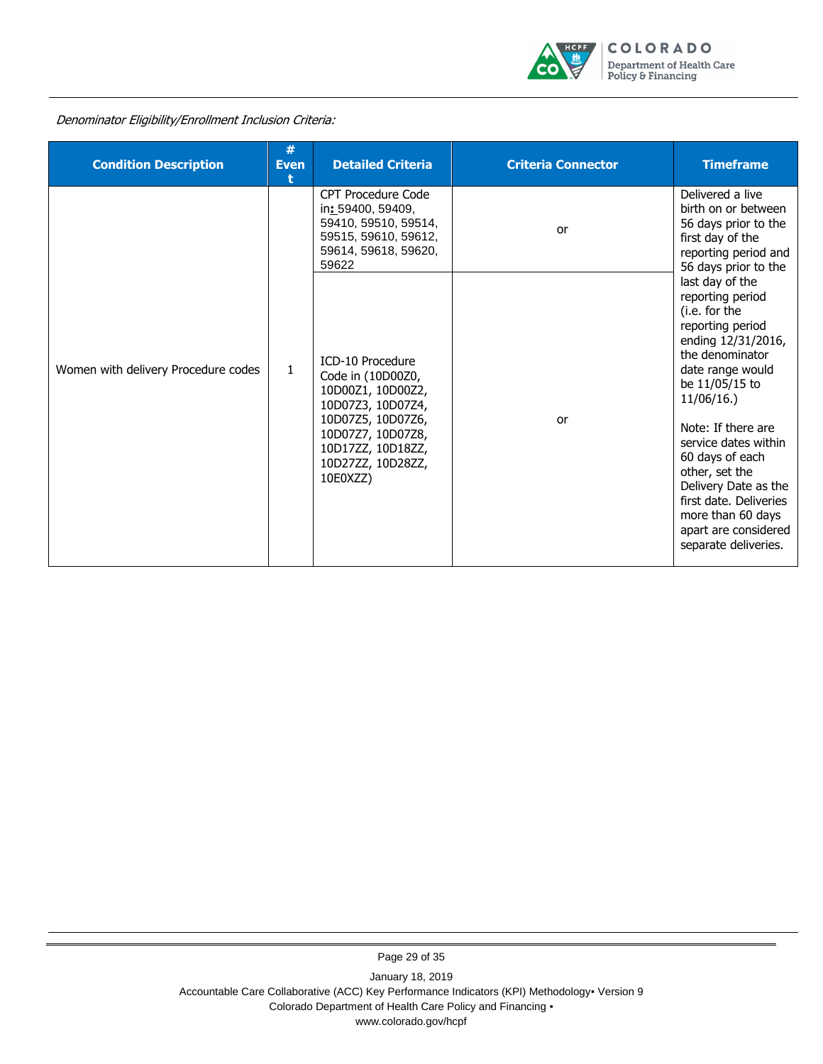*Denominator Eligibility/Enrollment Inclusion Criteria:*

| Condition Description | # Event | Detailed Criteria | Criteria Connector | Timeframe |
|---|---|---|---|---|
| Women with delivery Procedure codes | 1 | CPT Procedure Code in: 59400, 59409, 59410, 59510, 59514, 59515, 59610, 59612, 59614, 59618, 59620, 59622 | or | Delivered a live birth on or between 56 days prior to the first day of the reporting period and 56 days prior to the last day of the reporting period (i.e. for the reporting period ending 12/31/2016, the denominator date range would be 11/05/15 to 11/06/16.)<br><br>Note: If there are service dates within 60 days of each other, set the Delivery Date as the first date. Deliveries more than 60 days apart are considered separate deliveries. |
| | | ICD-10 Procedure Code in (10D00Z0, 10D00Z1, 10D00Z2, 10D07Z3, 10D07Z4, 10D07Z5, 10D07Z6, 10D07Z7, 10D07Z8, 10D17ZZ, 10D18ZZ, 10D27ZZ, 10D28ZZ, 10E0XZZ) | or | |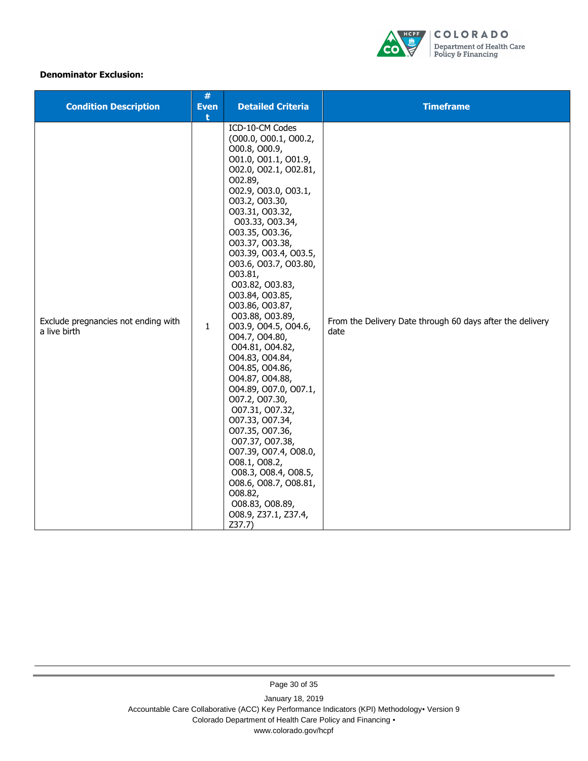**Denominator Exclusion:**

| Condition Description | # Event | Detailed Criteria | Timeframe |
|---|---|---|---|
| Exclude pregnancies not ending with a live birth | 1 | ICD-10-CM Codes (O00.0, O00.1, O00.2, O00.8, O00.9, O01.0, O01.1, O01.9, O02.0, O02.1, O02.81, O02.89, O02.9, O03.0, O03.1, O03.2, O03.30, O03.31, O03.32, O03.33, O03.34, O03.35, O03.36, O03.37, O03.38, O03.39, O03.4, O03.5, O03.6, O03.7, O03.80, O03.81, O03.82, O03.83, O03.84, O03.85, O03.86, O03.87, O03.88, O03.89, O03.9, O04.5, O04.6, O04.7, O04.80, O04.81, O04.82, O04.83, O04.84, O04.85, O04.86, O04.87, O04.88, O04.89, O07.0, O07.1, O07.2, O07.30, O07.31, O07.32, O07.33, O07.34, O07.35, O07.36, O07.37, O07.38, O07.39, O07.4, O08.0, O08.1, O08.2, O08.3, O08.4, O08.5, O08.6, O08.7, O08.81, O08.82, O08.83, O08.89, O08.9, Z37.1, Z37.4, Z37.7) | From the Delivery Date through 60 days after the delivery date |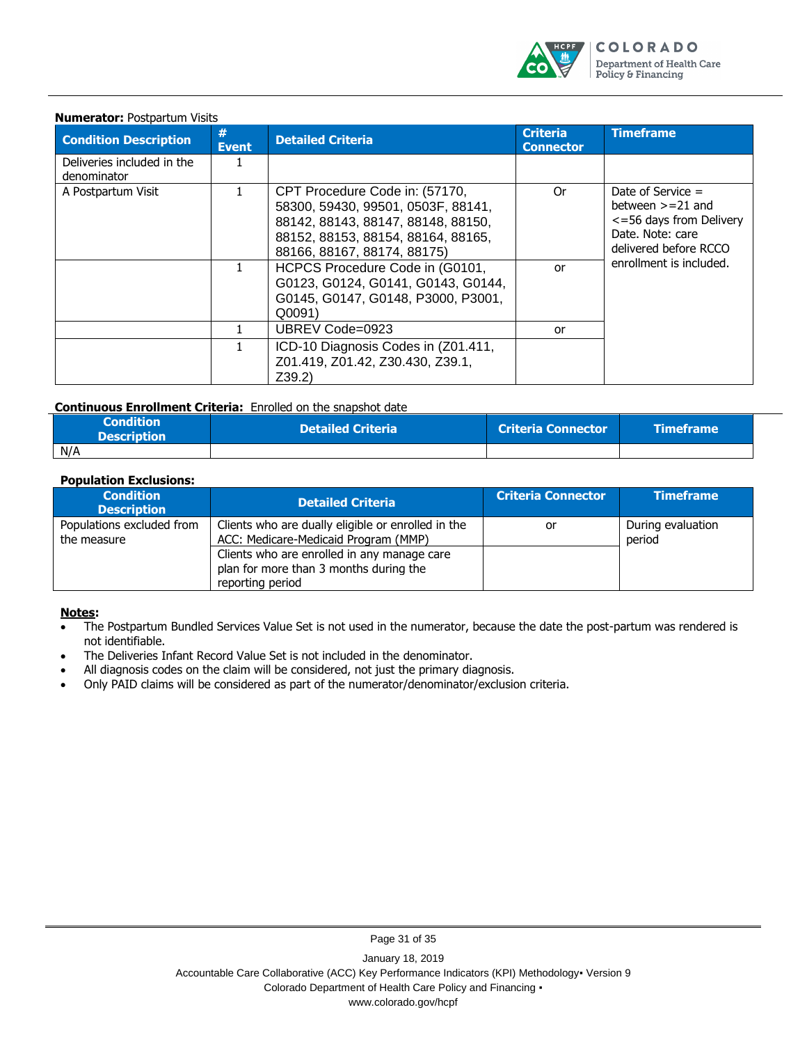**Numerator:** Postpartum Visits

| Condition Description | # Event | Detailed Criteria | Criteria Connector | Timeframe |
|---|---|---|---|---|
| Deliveries included in the denominator | 1 | | | |
| A Postpartum Visit | 1 | CPT Procedure Code in: (57170, 58300, 59430, 99501, 0503F, 88141, 88142, 88143, 88147, 88148, 88150, 88152, 88153, 88154, 88164, 88165, 88166, 88167, 88174, 88175) | Or | Date of Service = between >=21 and <=56 days from Delivery Date. Note: care delivered before RCCO enrollment is included. |
| | 1 | HCPCS Procedure Code in (G0101, G0123, G0124, G0141, G0143, G0144, G0145, G0147, G0148, P3000, P3001, Q0091) | or | |
| | 1 | UBREV Code=0923 | or | |
| | 1 | ICD-10 Diagnosis Codes in (Z01.411, Z01.419, Z01.42, Z30.430, Z39.1, Z39.2) | | |

**Continuous Enrollment Criteria:** Enrolled on the snapshot date

| Condition Description | Detailed Criteria | Criteria Connector | Timeframe |
|---|---|---|---|
| N/A | | | |

**Population Exclusions:**

| Condition Description | Detailed Criteria | Criteria Connector | Timeframe |
|---|---|---|---|
| Populations excluded from the measure | Clients who are dually eligible or enrolled in the ACC: Medicare-Medicaid Program (MMP) | or | During evaluation period |
| | Clients who are enrolled in any manage care plan for more than 3 months during the reporting period | | |

**Notes:**

- The Postpartum Bundled Services Value Set is not used in the numerator, because the date the post-partum was rendered is not identifiable.
- The Deliveries Infant Record Value Set is not included in the denominator.
- All diagnosis codes on the claim will be considered, not just the primary diagnosis.
- Only PAID claims will be considered as part of the numerator/denominator/exclusion criteria.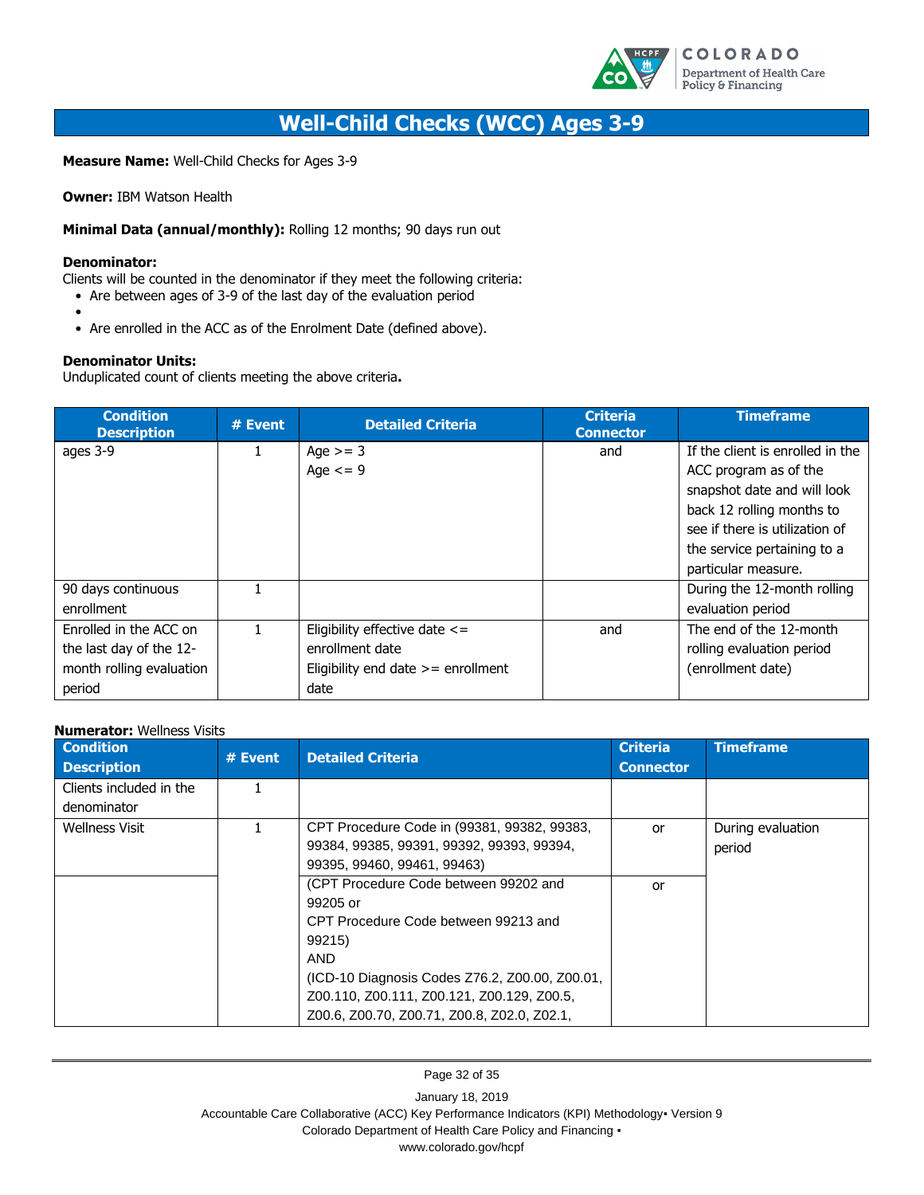# Well-Child Checks (WCC) Ages 3-9

**Measure Name:** Well-Child Checks for Ages 3-9

**Owner:** IBM Watson Health

**Minimal Data (annual/monthly):** Rolling 12 months; 90 days run out

**Denominator:**
Clients will be counted in the denominator if they meet the following criteria:

- Are between ages of 3-9 of the last day of the evaluation period
- 
- Are enrolled in the ACC as of the Enrolment Date (defined above).

**Denominator Units:**
Unduplicated count of clients meeting the above criteria**.**

| Condition Description | # Event | Detailed Criteria | Criteria Connector | Timeframe |
|---|---|---|---|---|
| ages 3-9 | 1 | Age >= 3<br>Age <= 9 | and | If the client is enrolled in the ACC program as of the snapshot date and will look back 12 rolling months to see if there is utilization of the service pertaining to a particular measure. |
| 90 days continuous enrollment | 1 | | | During the 12-month rolling evaluation period |
| Enrolled in the ACC on the last day of the 12-month rolling evaluation period | 1 | Eligibility effective date <= enrollment date<br>Eligibility end date >= enrollment date | and | The end of the 12-month rolling evaluation period (enrollment date) |

**Numerator:** Wellness Visits

| Condition Description | # Event | Detailed Criteria | Criteria Connector | Timeframe |
|---|---|---|---|---|
| Clients included in the denominator | 1 | | | |
| Wellness Visit | 1 | CPT Procedure Code in (99381, 99382, 99383, 99384, 99385, 99391, 99392, 99393, 99394, 99395, 99460, 99461, 99463) | or | During evaluation period |
| | | (CPT Procedure Code between 99202 and 99205 or<br>CPT Procedure Code between 99213 and 99215)<br>AND<br>(ICD-10 Diagnosis Codes Z76.2, Z00.00, Z00.01, Z00.110, Z00.111, Z00.121, Z00.129, Z00.5, Z00.6, Z00.70, Z00.71, Z00.8, Z02.0, Z02.1, | or | |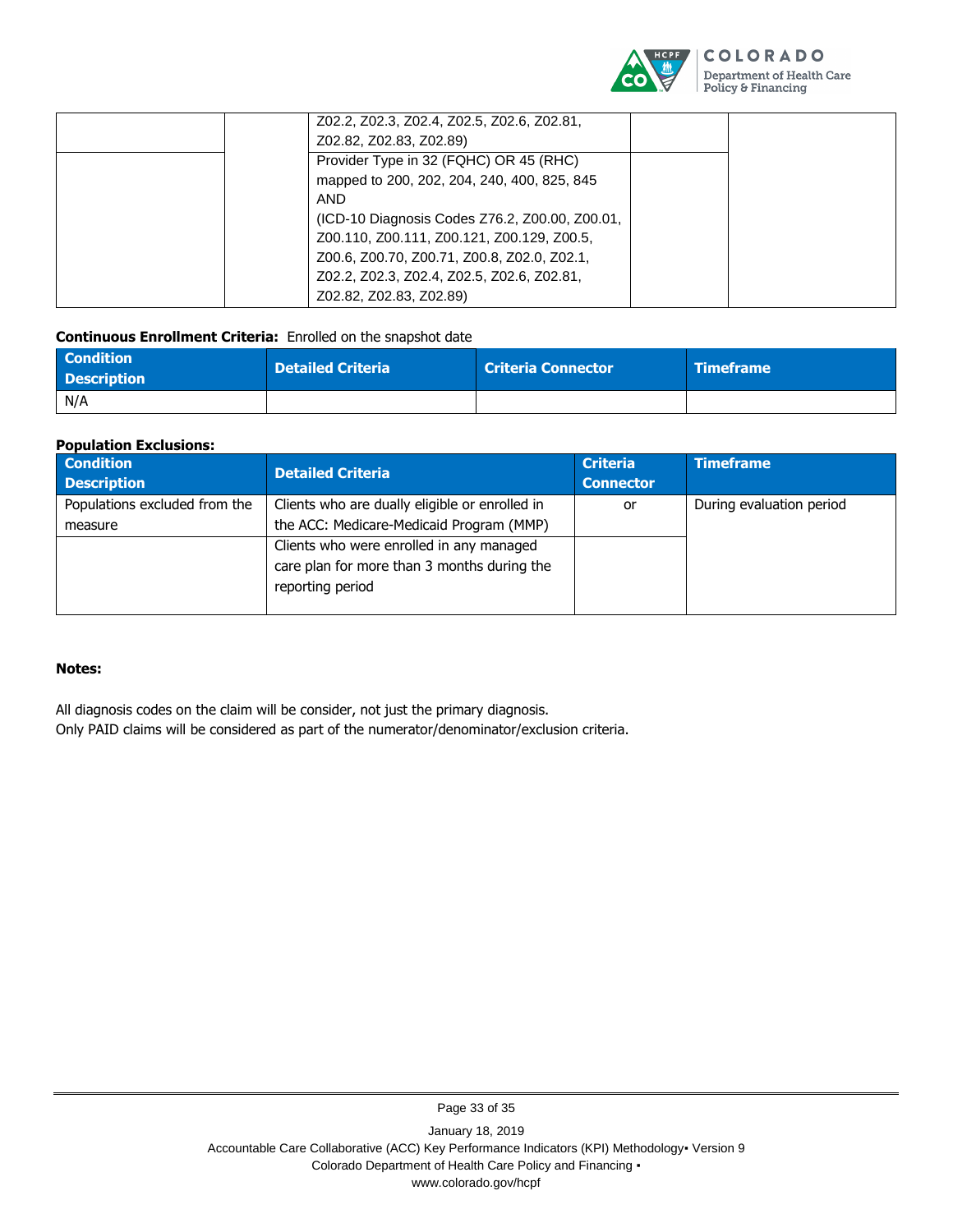| | | Z02.2, Z02.3, Z02.4, Z02.5, Z02.6, Z02.81, Z02.82, Z02.83, Z02.89) | | |
|---|---|---|---|---|
| | | Provider Type in 32 (FQHC) OR 45 (RHC) mapped to 200, 202, 204, 240, 400, 825, 845 AND (ICD-10 Diagnosis Codes Z76.2, Z00.00, Z00.01, Z00.110, Z00.111, Z00.121, Z00.129, Z00.5, Z00.6, Z00.70, Z00.71, Z00.8, Z02.0, Z02.1, Z02.2, Z02.3, Z02.4, Z02.5, Z02.6, Z02.81, Z02.82, Z02.83, Z02.89) | | |

**Continuous Enrollment Criteria:** Enrolled on the snapshot date

| Condition Description | Detailed Criteria | Criteria Connector | Timeframe |
|---|---|---|---|
| N/A | | | |

**Population Exclusions:**

| Condition Description | Detailed Criteria | Criteria Connector | Timeframe |
|---|---|---|---|
| Populations excluded from the measure | Clients who are dually eligible or enrolled in the ACC: Medicare-Medicaid Program (MMP) | or | During evaluation period |
| | Clients who were enrolled in any managed care plan for more than 3 months during the reporting period | | |

**Notes:**

All diagnosis codes on the claim will be consider, not just the primary diagnosis.
Only PAID claims will be considered as part of the numerator/denominator/exclusion criteria.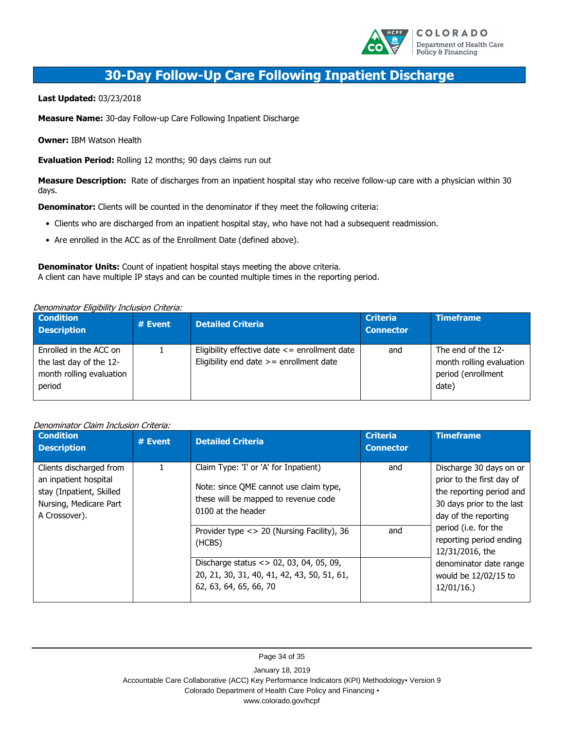# 30-Day Follow-Up Care Following Inpatient Discharge

**Last Updated:** 03/23/2018

**Measure Name:** 30-day Follow-up Care Following Inpatient Discharge

**Owner:** IBM Watson Health

**Evaluation Period:** Rolling 12 months; 90 days claims run out

**Measure Description:** Rate of discharges from an inpatient hospital stay who receive follow-up care with a physician within 30 days.

**Denominator:** Clients will be counted in the denominator if they meet the following criteria:

- Clients who are discharged from an inpatient hospital stay, who have not had a subsequent readmission.
- Are enrolled in the ACC as of the Enrollment Date (defined above).

**Denominator Units:** Count of inpatient hospital stays meeting the above criteria.
A client can have multiple IP stays and can be counted multiple times in the reporting period.

*Denominator Eligibility Inclusion Criteria:*

| Condition Description | # Event | Detailed Criteria | Criteria Connector | Timeframe |
|---|---|---|---|---|
| Enrolled in the ACC on the last day of the 12-month rolling evaluation period | 1 | Eligibility effective date <= enrollment date<br>Eligibility end date >= enrollment date | and | The end of the 12-month rolling evaluation period (enrollment date) |

*Denominator Claim Inclusion Criteria:*

| Condition Description | # Event | Detailed Criteria | Criteria Connector | Timeframe |
|---|---|---|---|---|
| Clients discharged from an inpatient hospital stay (Inpatient, Skilled Nursing, Medicare Part A Crossover). | 1 | Claim Type: 'I' or 'A' for Inpatient)<br><br>Note: since QME cannot use claim type, these will be mapped to revenue code 0100 at the header | and | Discharge 30 days on or prior to the first day of the reporting period and 30 days prior to the last day of the reporting period (i.e. for the reporting period ending 12/31/2016, the denominator date range would be 12/02/15 to 12/01/16.) |
| | | Provider type <> 20 (Nursing Facility), 36 (HCBS) | and | |
| | | Discharge status <> 02, 03, 04, 05, 09, 20, 21, 30, 31, 40, 41, 42, 43, 50, 51, 61, 62, 63, 64, 65, 66, 70 | | |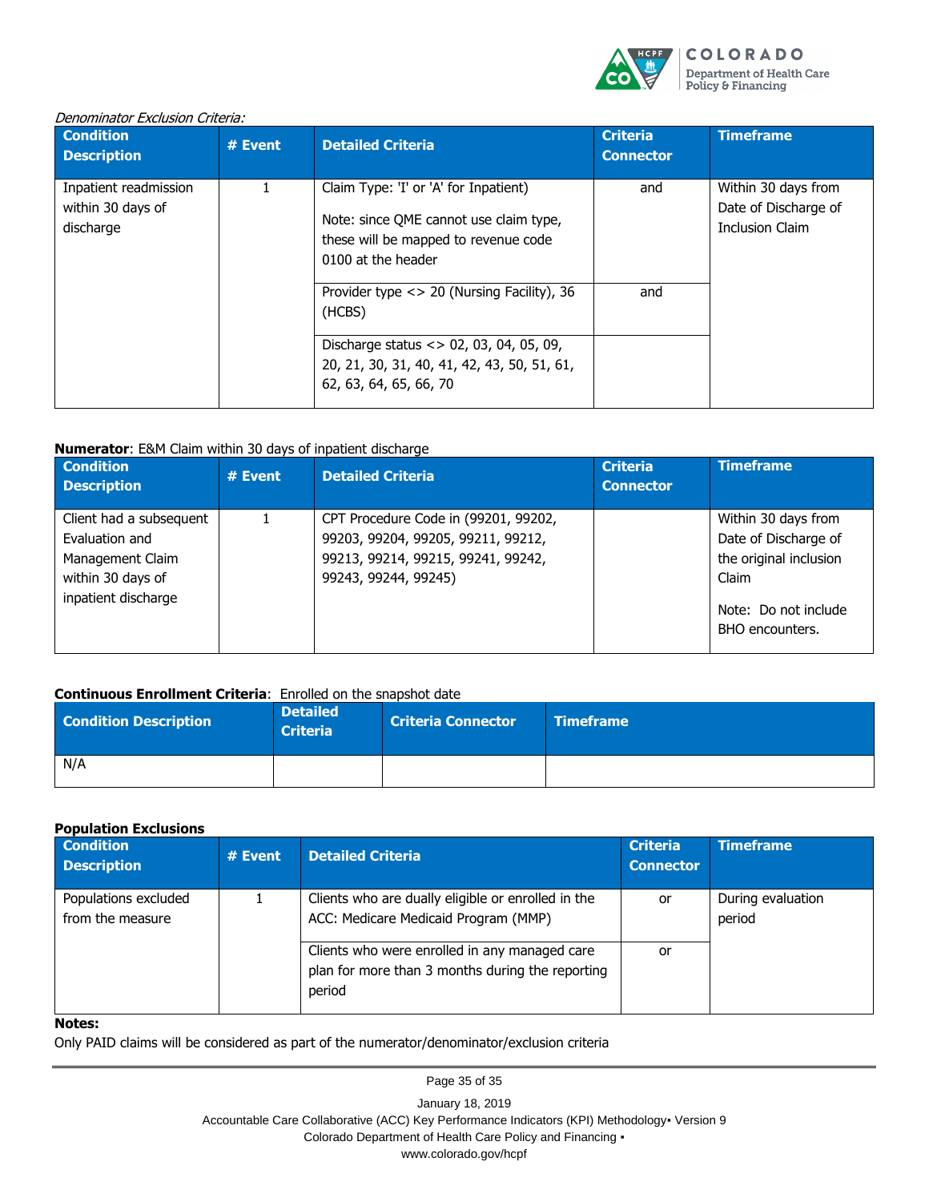*Denominator Exclusion Criteria:*

| Condition Description | # Event | Detailed Criteria | Criteria Connector | Timeframe |
|---|---|---|---|---|
| Inpatient readmission within 30 days of discharge | 1 | Claim Type: 'I' or 'A' for Inpatient)<br><br>Note: since QME cannot use claim type, these will be mapped to revenue code 0100 at the header | and | Within 30 days from Date of Discharge of Inclusion Claim |
| | | Provider type <> 20 (Nursing Facility), 36 (HCBS) | and | |
| | | Discharge status <> 02, 03, 04, 05, 09, 20, 21, 30, 31, 40, 41, 42, 43, 50, 51, 61, 62, 63, 64, 65, 66, 70 | | |

**Numerator**: E&M Claim within 30 days of inpatient discharge

| Condition Description | # Event | Detailed Criteria | Criteria Connector | Timeframe |
|---|---|---|---|---|
| Client had a subsequent Evaluation and Management Claim within 30 days of inpatient discharge | 1 | CPT Procedure Code in (99201, 99202, 99203, 99204, 99205, 99211, 99212, 99213, 99214, 99215, 99241, 99242, 99243, 99244, 99245) | | Within 30 days from Date of Discharge of the original inclusion Claim<br><br>Note: Do not include BHO encounters. |

**Continuous Enrollment Criteria**: Enrolled on the snapshot date

| Condition Description | Detailed Criteria | Criteria Connector | Timeframe |
|---|---|---|---|
| N/A | | | |

**Population Exclusions**

| Condition Description | # Event | Detailed Criteria | Criteria Connector | Timeframe |
|---|---|---|---|---|
| Populations excluded from the measure | 1 | Clients who are dually eligible or enrolled in the ACC: Medicare Medicaid Program (MMP) | or | During evaluation period |
| | | Clients who were enrolled in any managed care plan for more than 3 months during the reporting period | or | |

**Notes:**

Only PAID claims will be considered as part of the numerator/denominator/exclusion criteria